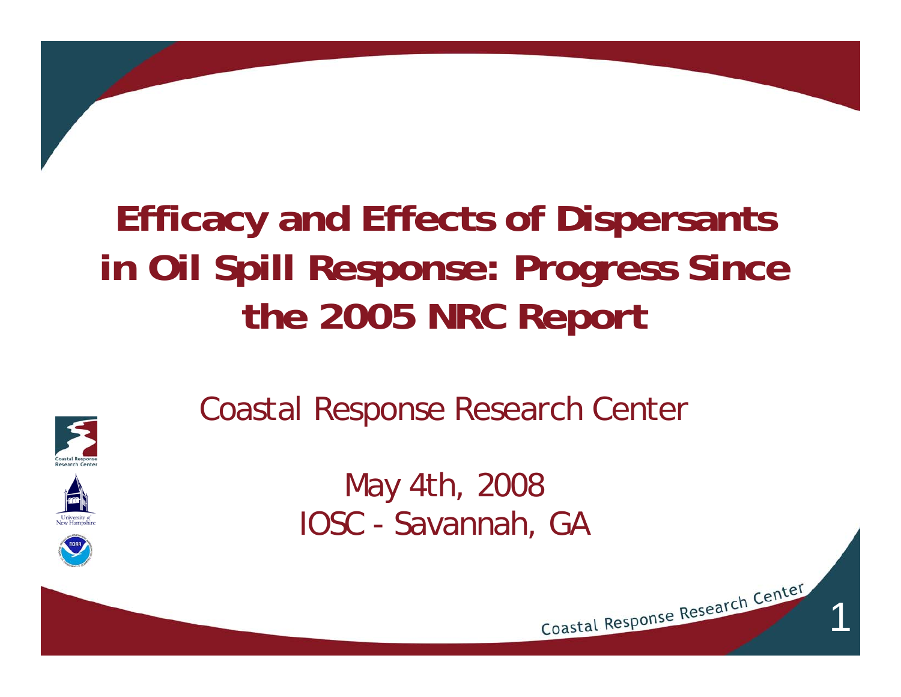# Efficacy and Effects of Dispersants in Oil Spill Response: Progress Since the 2005 NRC Report

Coastal Response Research Center

May 4th, 2008

IOSC - Savannah, GA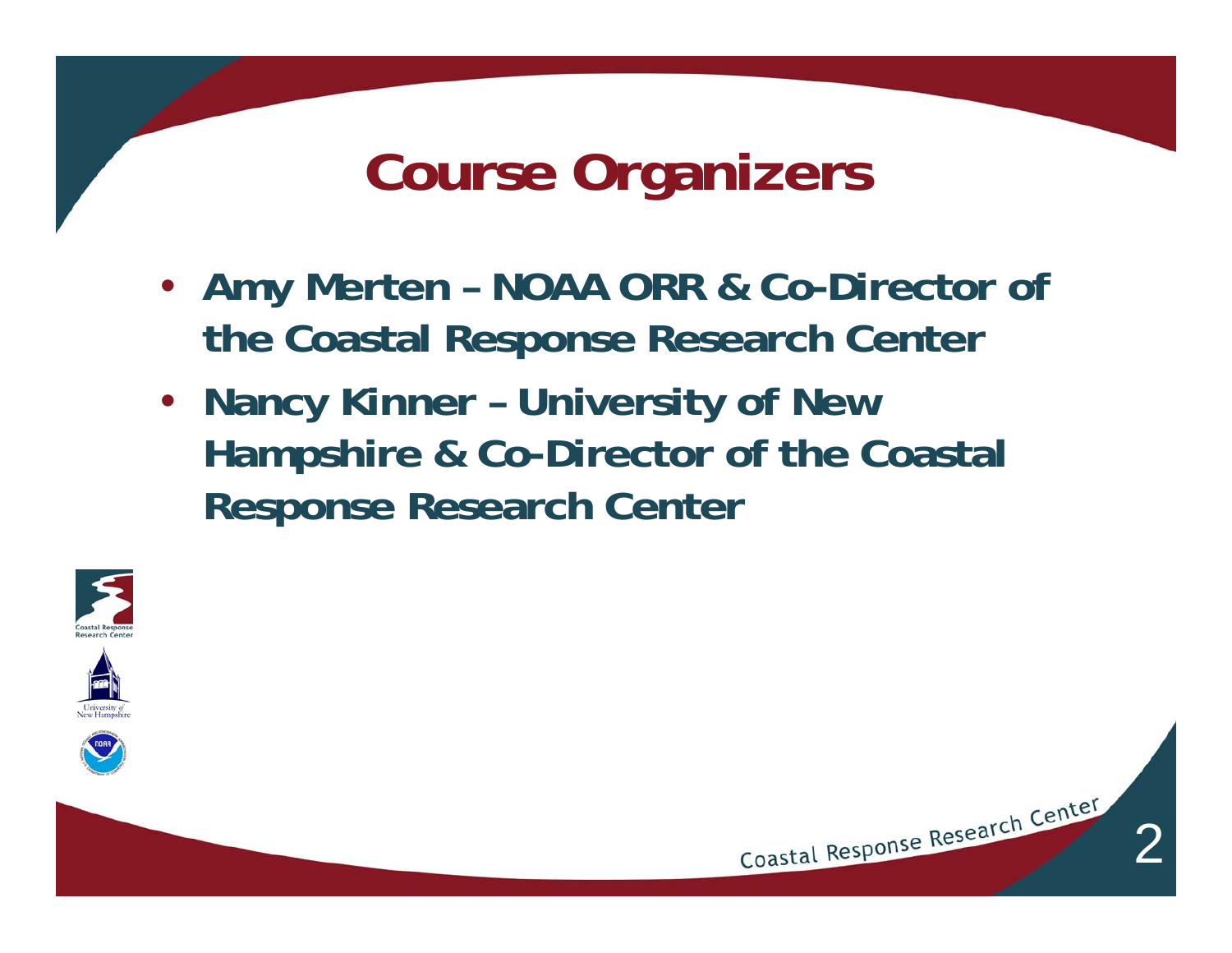# Course Organizers

- Amy Merten – NOAA ORR & Co-Director of the Coastal Response Research Center
- Nancy Kinner – University of New Hampshire & Co-Director of the Coastal Response Research Center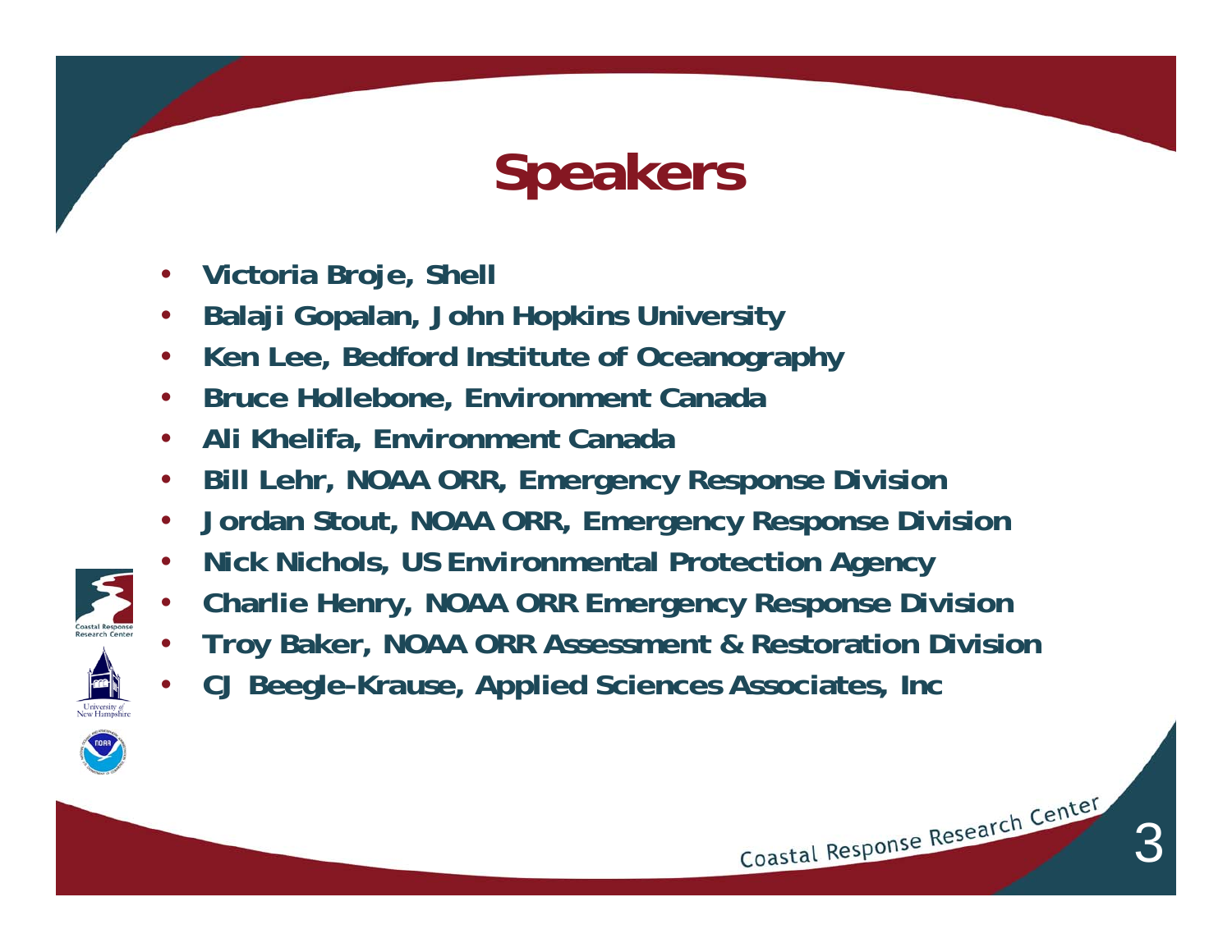# Speakers

- Victoria Broje, Shell
- Balaji Gopalan, John Hopkins University
- Ken Lee, Bedford Institute of Oceanography
- Bruce Hollebone, Environment Canada
- Ali Khelifa, Environment Canada
- Bill Lehr, NOAA ORR, Emergency Response Division
- Jordan Stout, NOAA ORR, Emergency Response Division
- Nick Nichols, US Environmental Protection Agency
- Charlie Henry, NOAA ORR Emergency Response Division
- Troy Baker, NOAA ORR Assessment & Restoration Division
- CJ Beegle-Krause, Applied Sciences Associates, Inc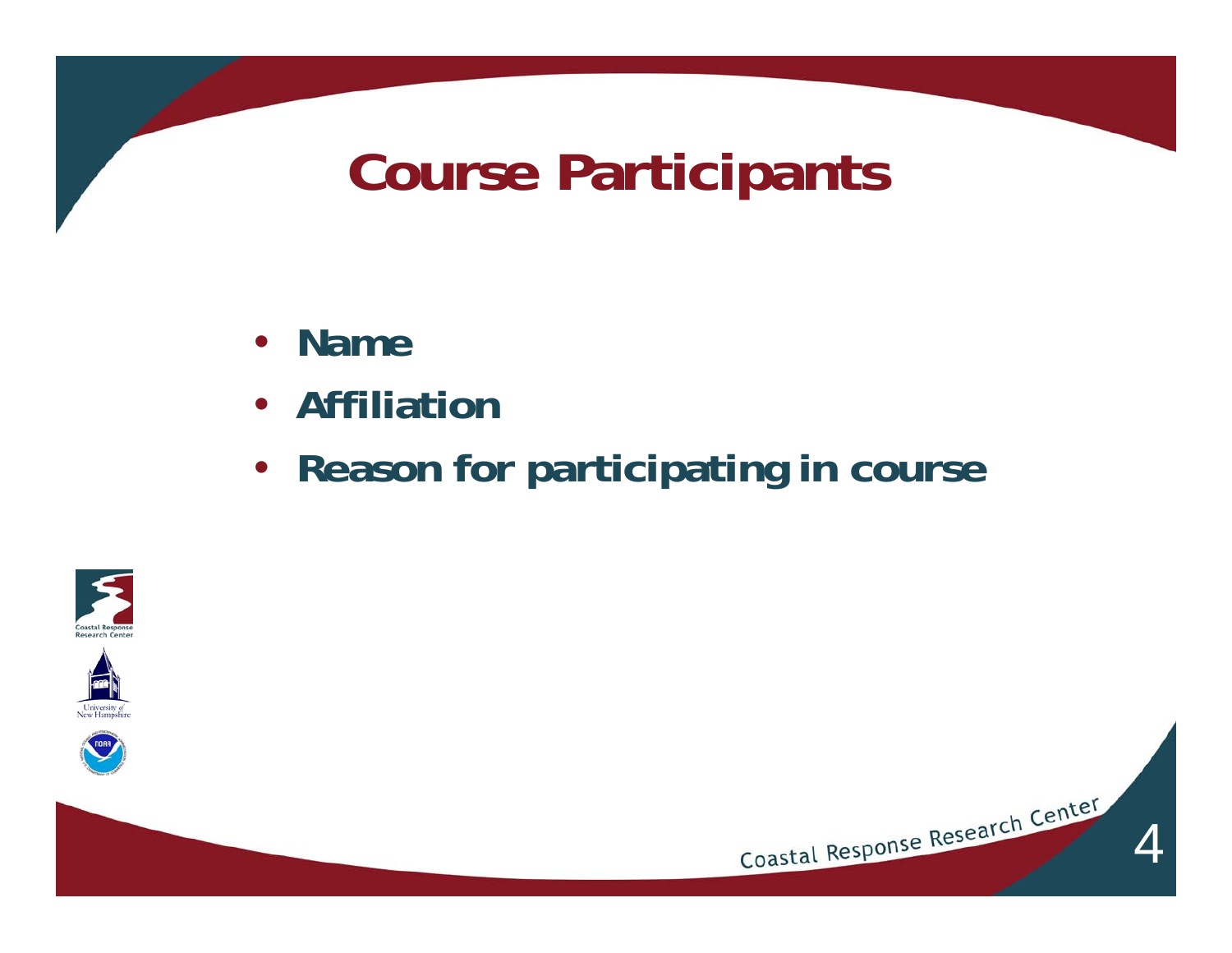# Course Participants

- **Name**
- **Affiliation**
- **Reason for participating in course**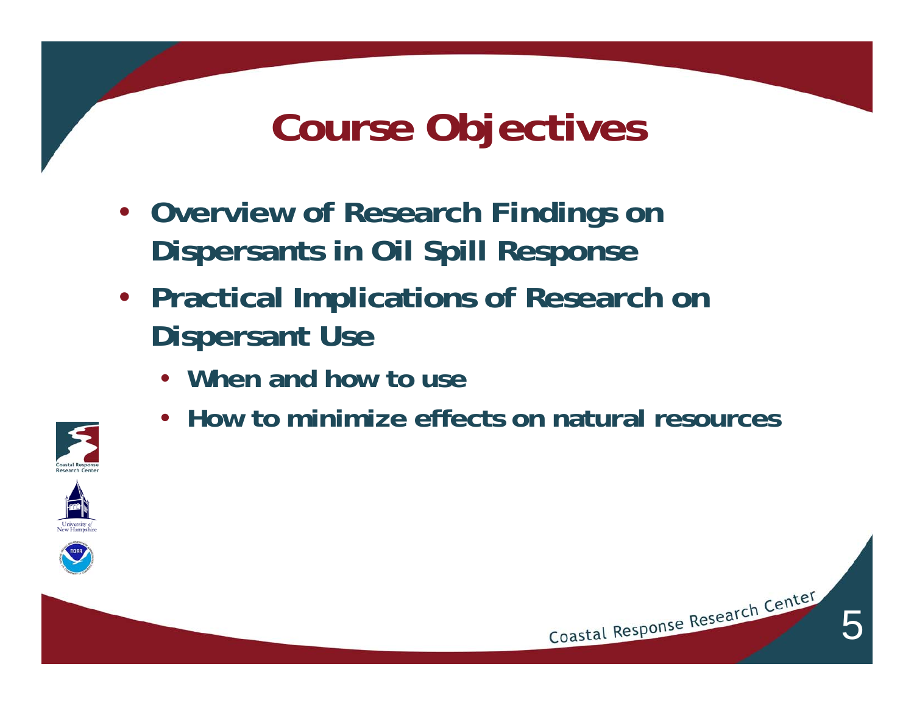# Course Objectives

- **Overview of Research Findings on Dispersants in Oil Spill Response**
- **Practical Implications of Research on Dispersant Use**
  - **When and how to use**
  - **How to minimize effects on natural resources**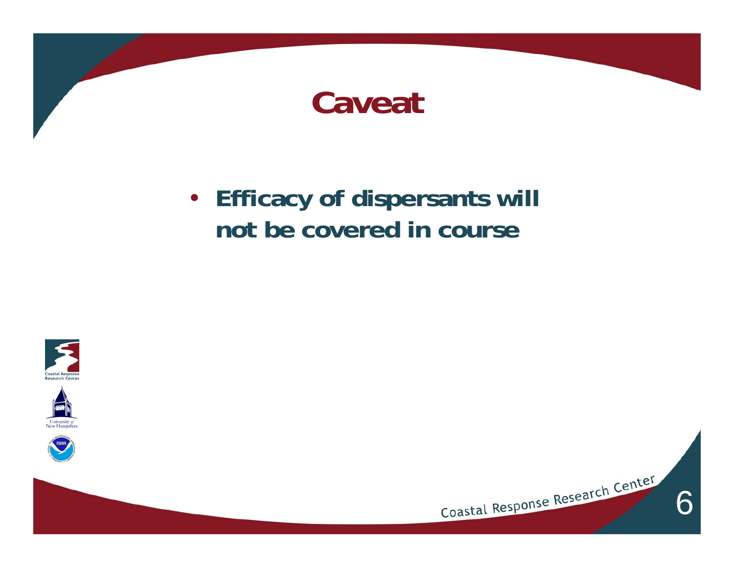# Caveat

- **Efficacy of dispersants will not be covered in course**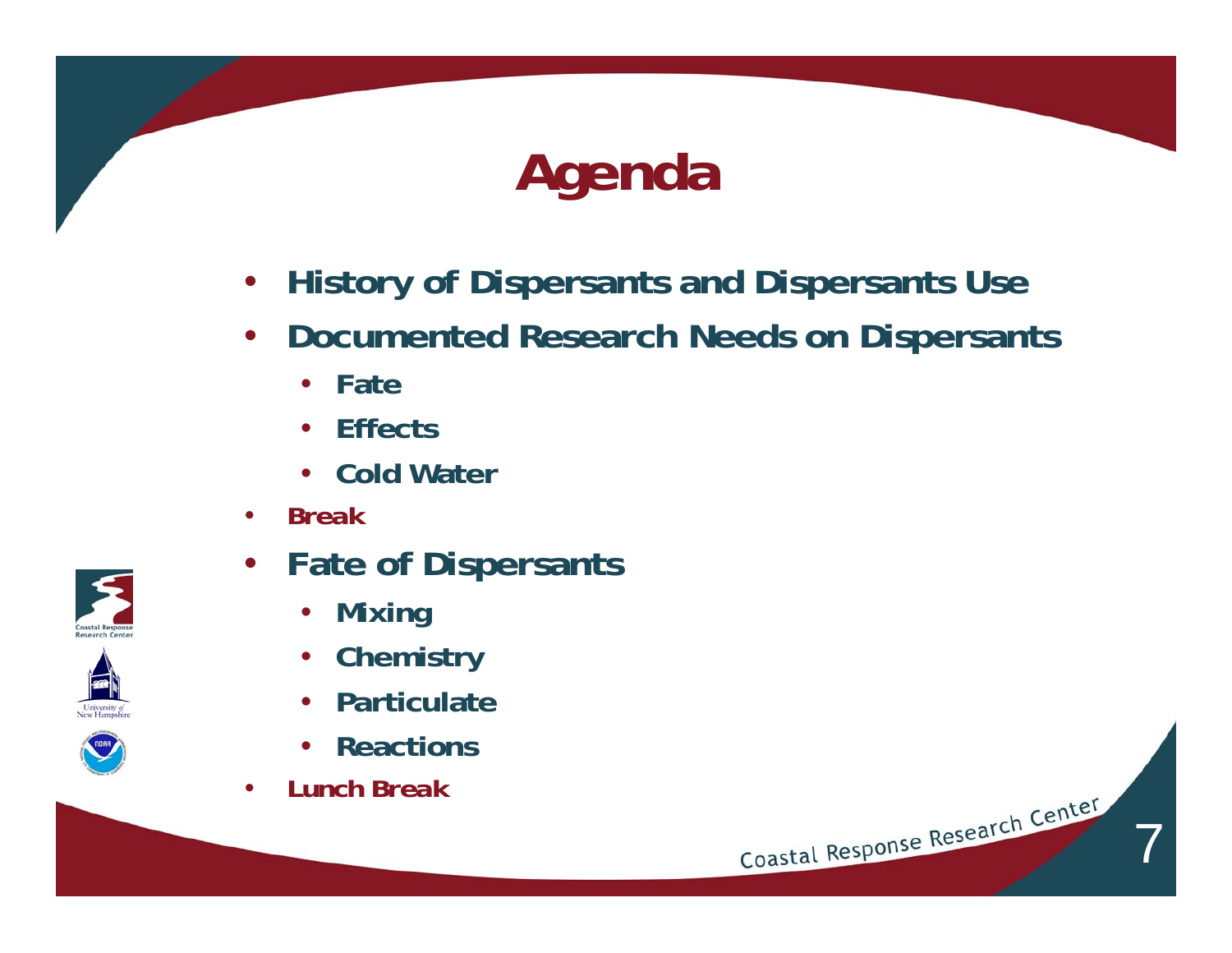# Agenda

- History of Dispersants and Dispersants Use
- Documented Research Needs on Dispersants
  - Fate
  - Effects
  - Cold Water
- Break
- Fate of Dispersants
  - Mixing
  - Chemistry
  - Particulate
  - Reactions
- Lunch Break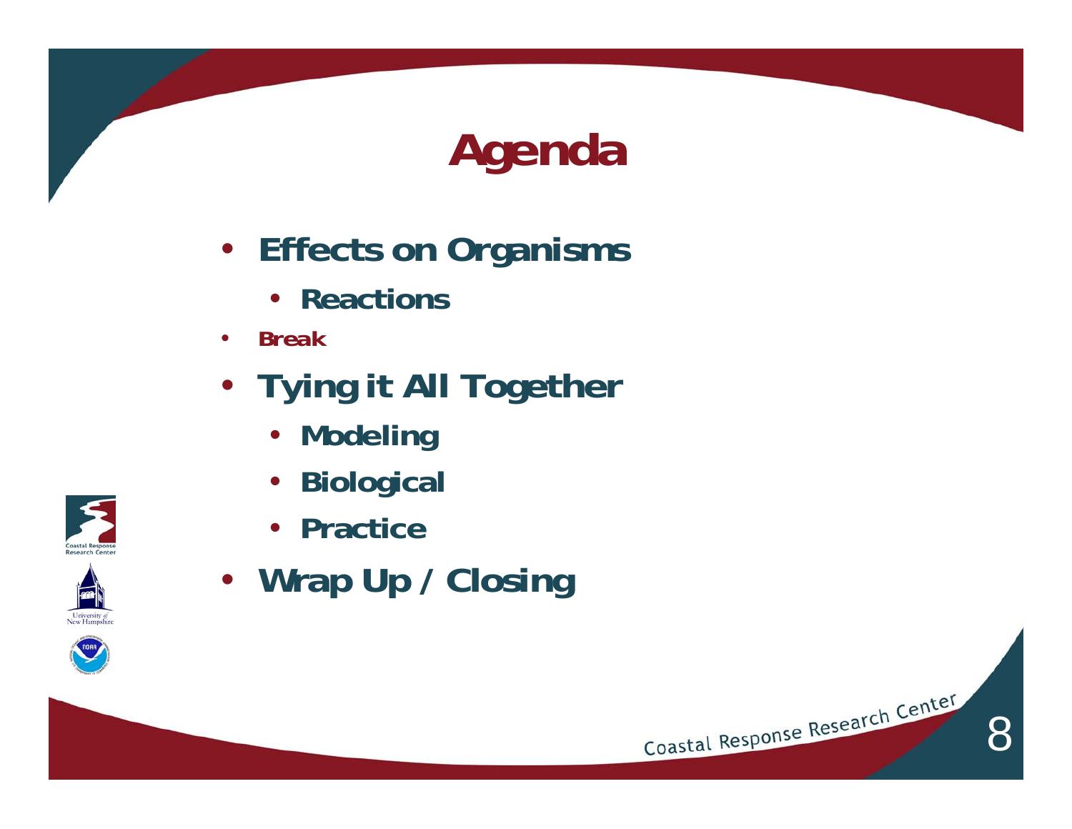# Agenda

- **Effects on Organisms**
  - **Reactions**
- **Break**
- **Tying it All Together**
  - **Modeling**
  - **Biological**
  - **Practice**
- **Wrap Up / Closing**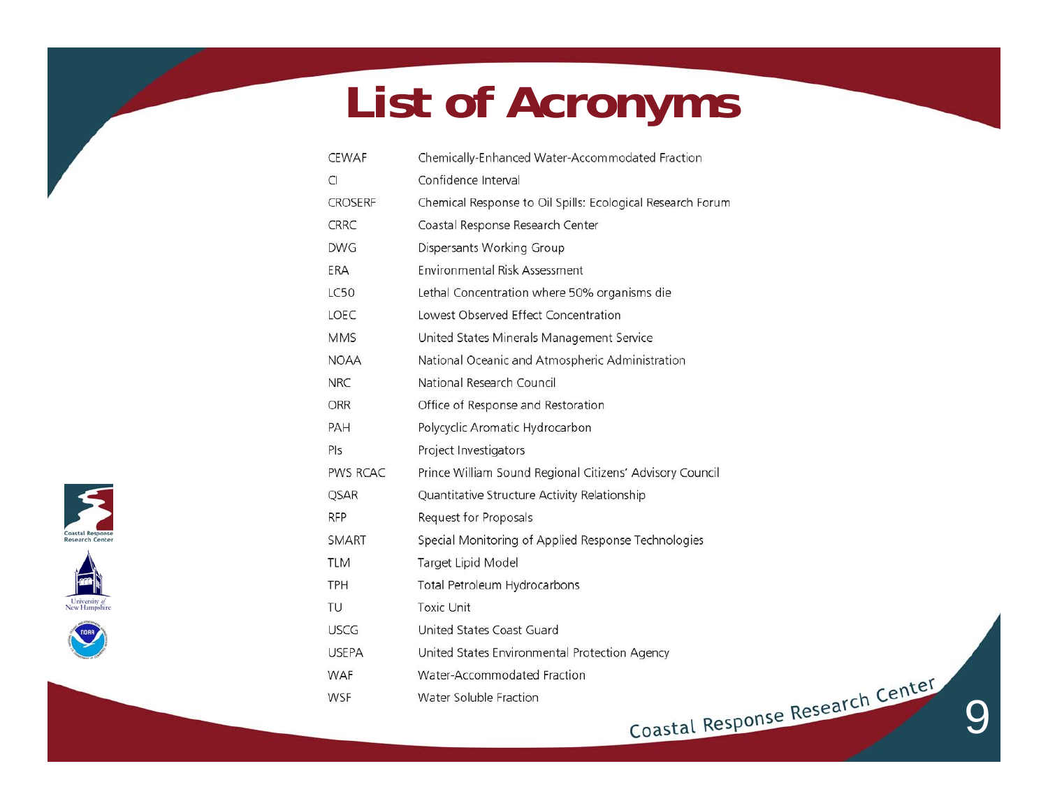# List of Acronyms

| Acronym | Definition |
|---|---|
| CEWAF | Chemically-Enhanced Water-Accommodated Fraction |
| CI | Confidence Interval |
| CROSERF | Chemical Response to Oil Spills: Ecological Research Forum |
| CRRC | Coastal Response Research Center |
| DWG | Dispersants Working Group |
| ERA | Environmental Risk Assessment |
| LC50 | Lethal Concentration where 50% organisms die |
| LOEC | Lowest Observed Effect Concentration |
| MMS | United States Minerals Management Service |
| NOAA | National Oceanic and Atmospheric Administration |
| NRC | National Research Council |
| ORR | Office of Response and Restoration |
| PAH | Polycyclic Aromatic Hydrocarbon |
| PIs | Project Investigators |
| PWS RCAC | Prince William Sound Regional Citizens' Advisory Council |
| QSAR | Quantitative Structure Activity Relationship |
| RFP | Request for Proposals |
| SMART | Special Monitoring of Applied Response Technologies |
| TLM | Target Lipid Model |
| TPH | Total Petroleum Hydrocarbons |
| TU | Toxic Unit |
| USCG | United States Coast Guard |
| USEPA | United States Environmental Protection Agency |
| WAF | Water-Accommodated Fraction |
| WSF | Water Soluble Fraction |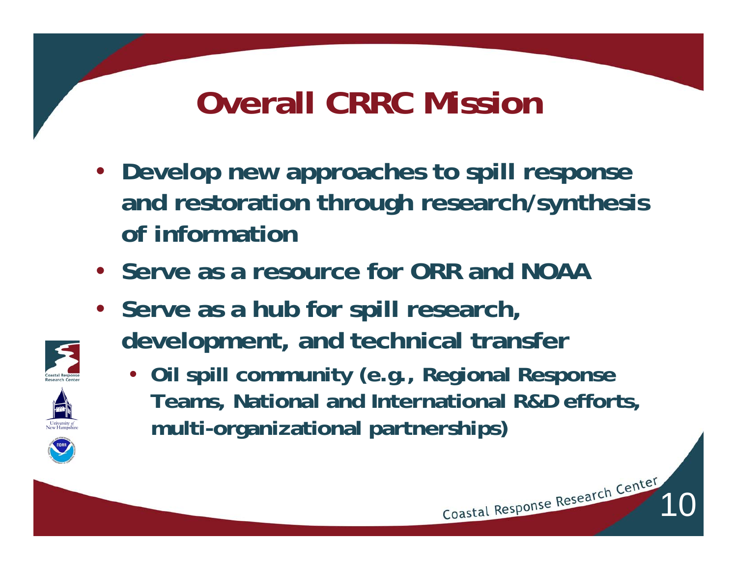# Overall CRRC Mission

- **Develop new approaches to spill response and restoration through research/synthesis of information**
- **Serve as a resource for ORR and NOAA**
- **Serve as a hub for spill research, development, and technical transfer**
  - **Oil spill community (e.g., Regional Response Teams, National and International R&D efforts, multi-organizational partnerships)**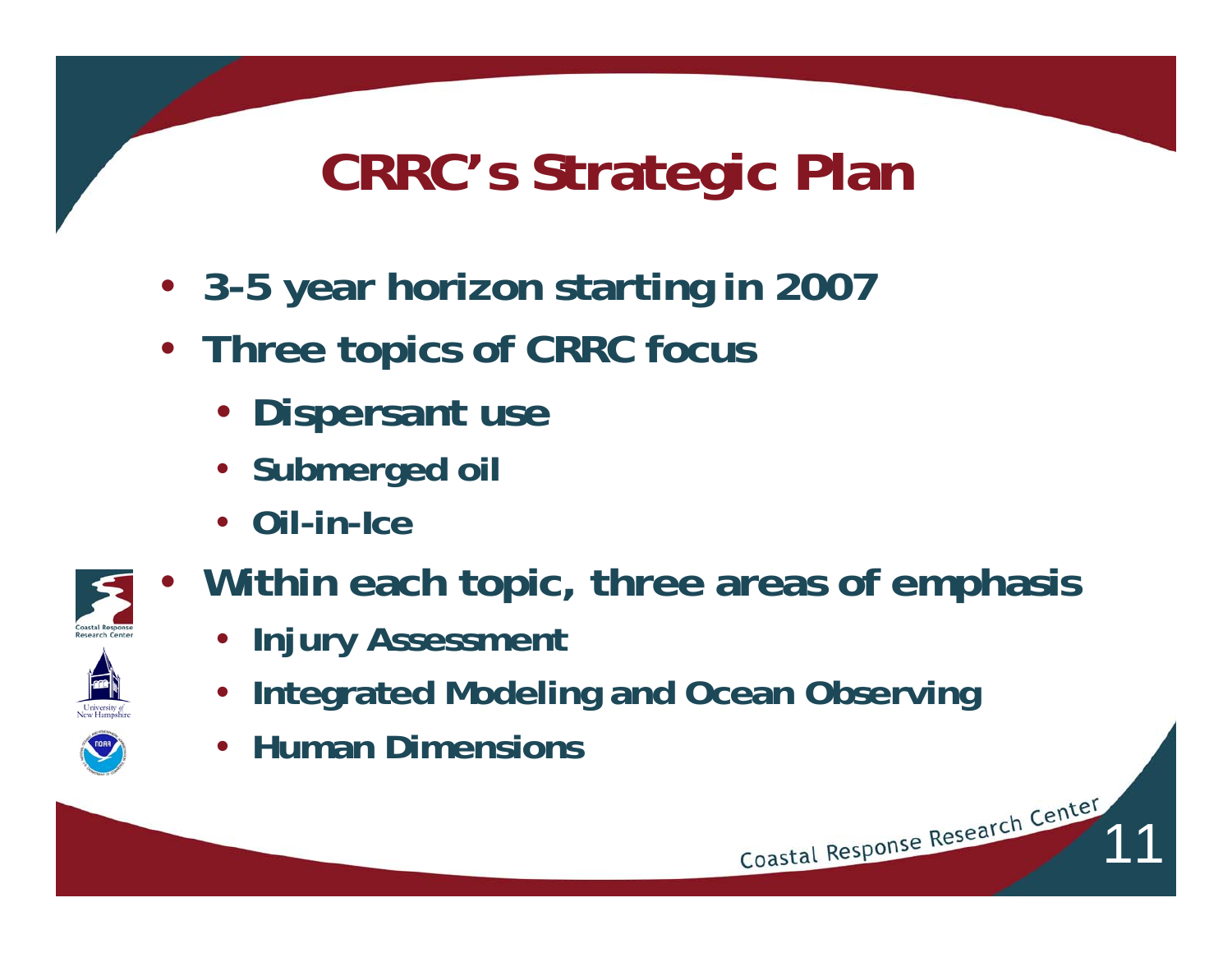# CRRC's Strategic Plan

- 3-5 year horizon starting in 2007
- Three topics of CRRC focus
  - Dispersant use
  - Submerged oil
  - Oil-in-Ice
- Within each topic, three areas of emphasis
  - Injury Assessment
  - Integrated Modeling and Ocean Observing
  - Human Dimensions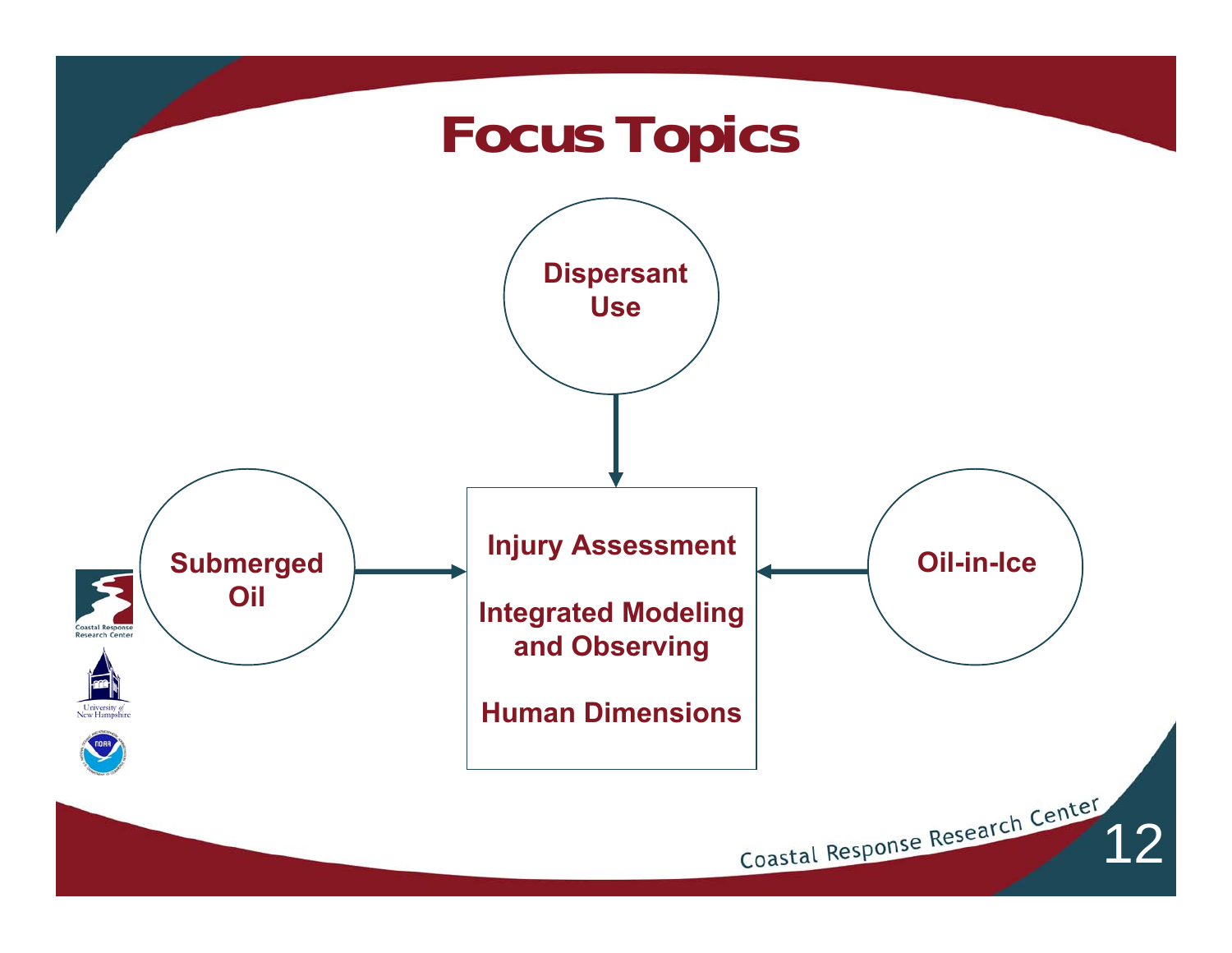# Focus Topics

Dispersant Use

Submerged Oil

Oil-in-Ice

Injury Assessment

Integrated Modeling and Observing

Human Dimensions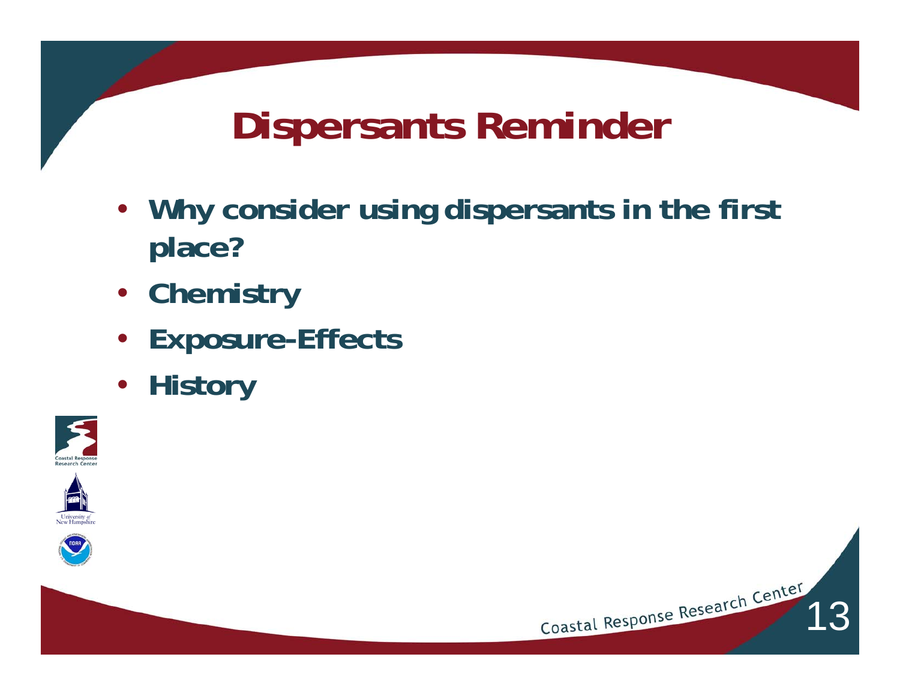# Dispersants Reminder

- **Why consider using dispersants in the first place?**
- **Chemistry**
- **Exposure-Effects**
- **History**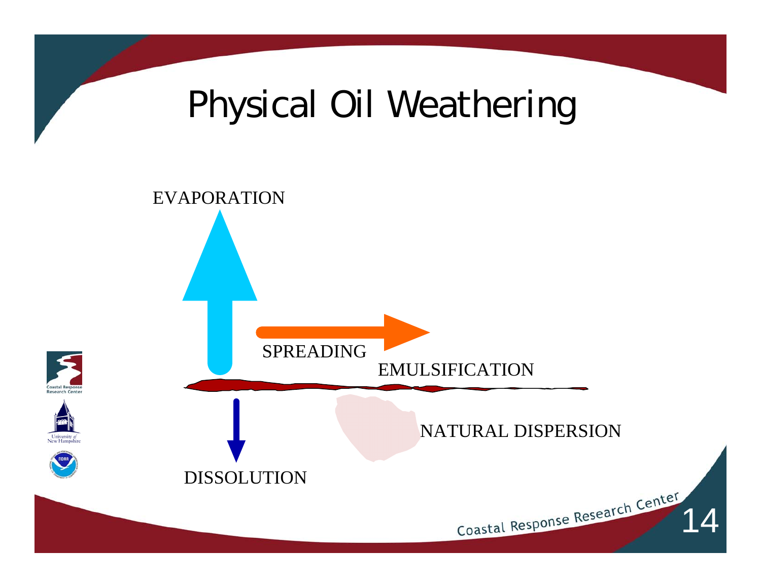# Physical Oil Weathering

EVAPORATION

SPREADING

EMULSIFICATION

NATURAL DISPERSION

DISSOLUTION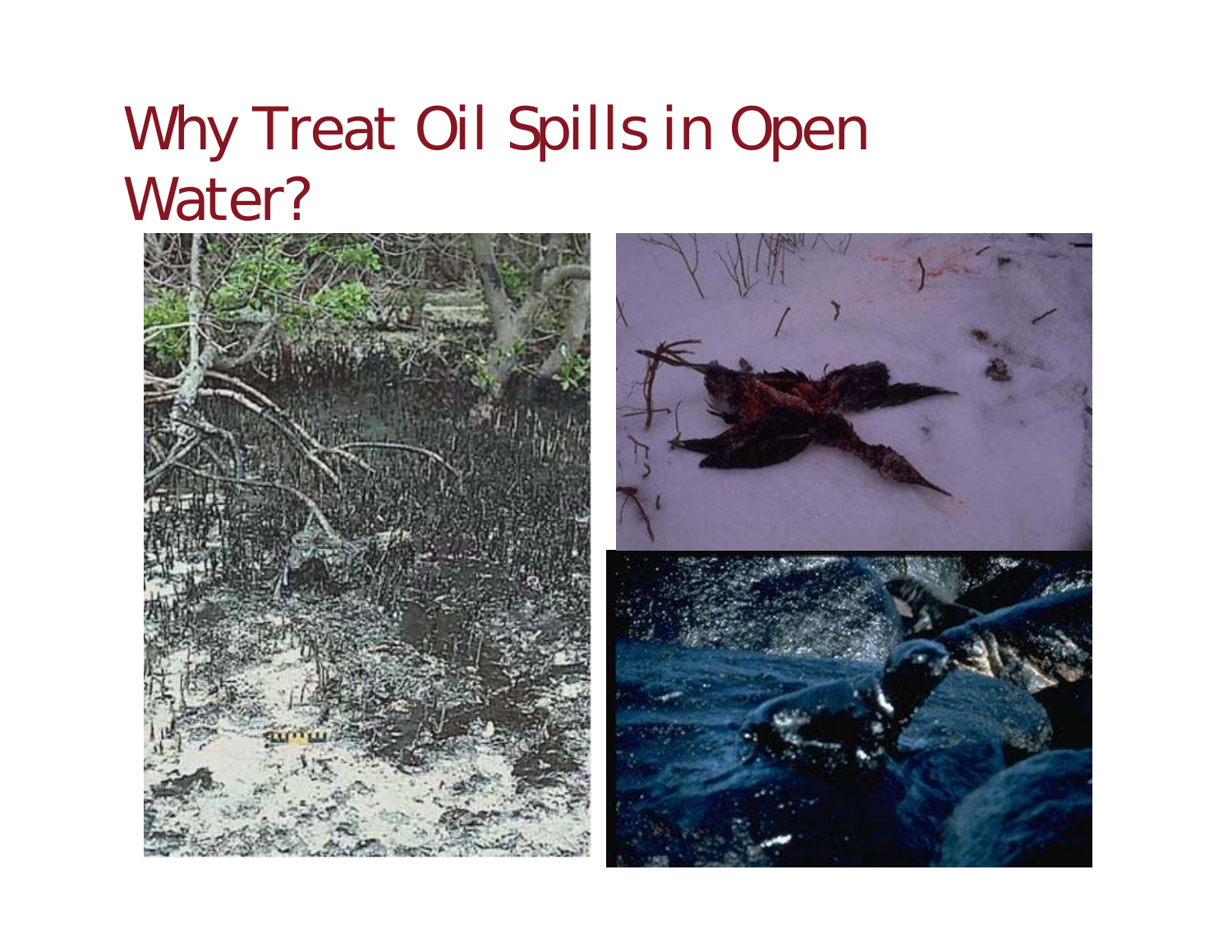# Why Treat Oil Spills in Open Water?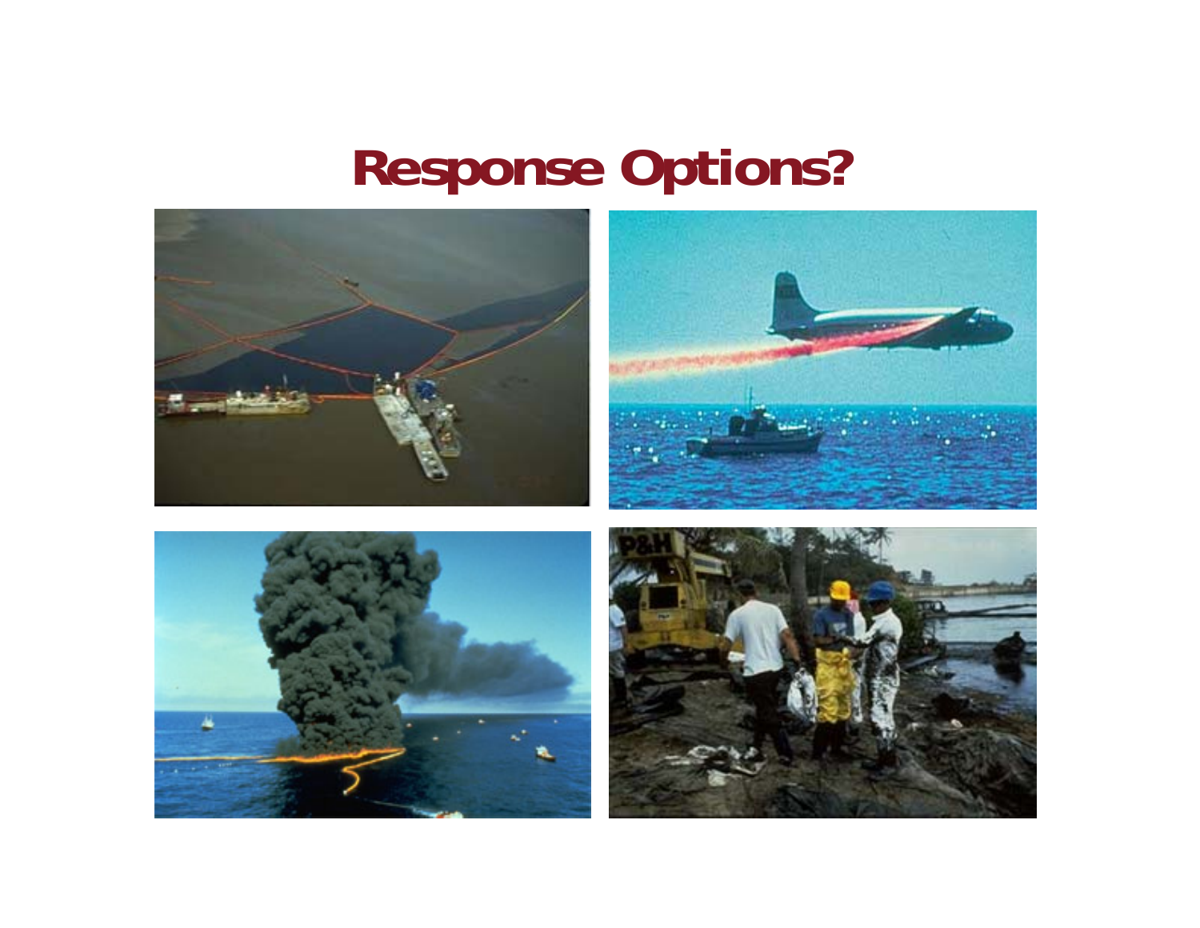# Response Options?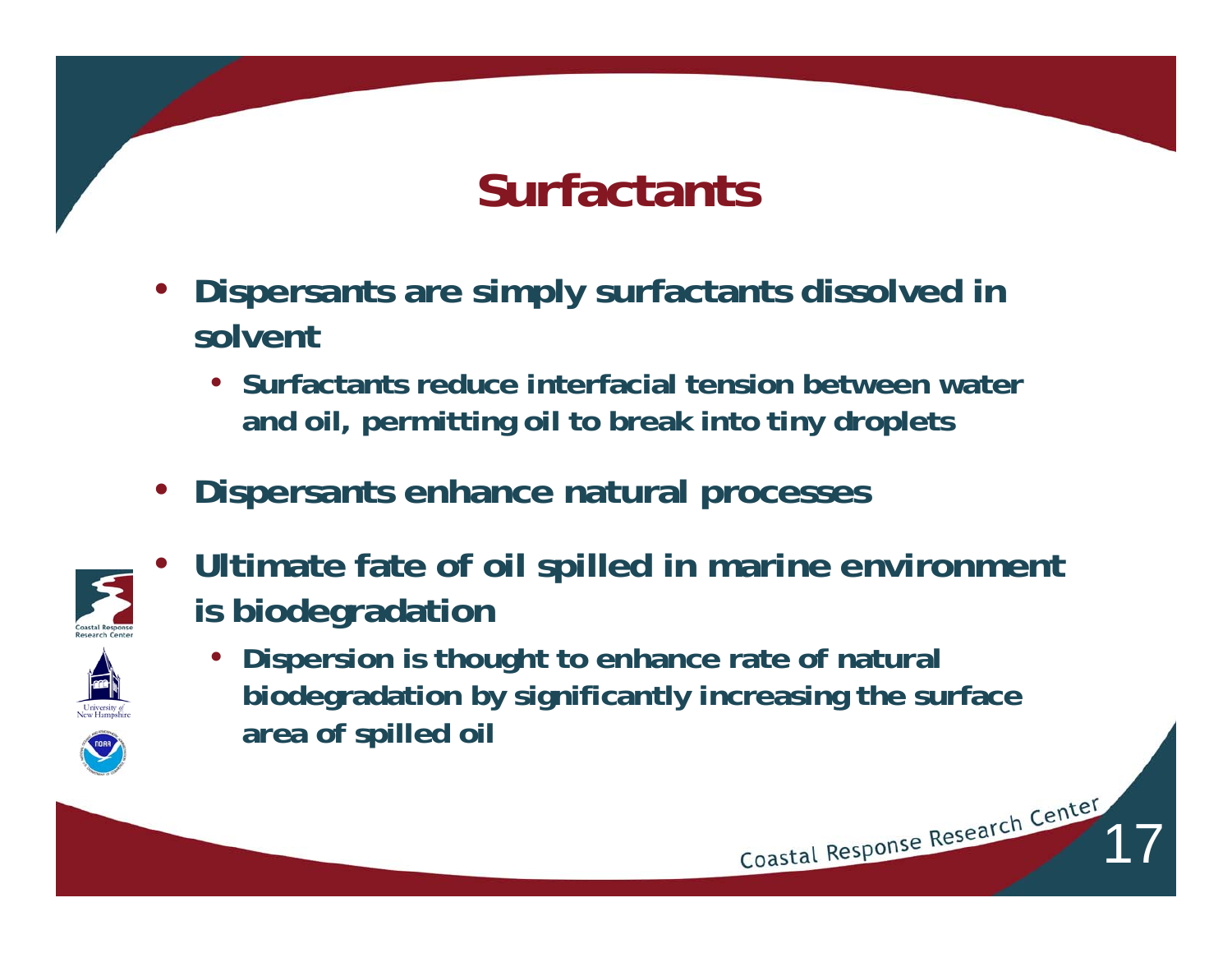# Surfactants

- Dispersants are simply surfactants dissolved in solvent
  - Surfactants reduce interfacial tension between water and oil, permitting oil to break into tiny droplets
- Dispersants enhance natural processes
- Ultimate fate of oil spilled in marine environment is biodegradation
  - Dispersion is thought to enhance rate of natural biodegradation by significantly increasing the surface area of spilled oil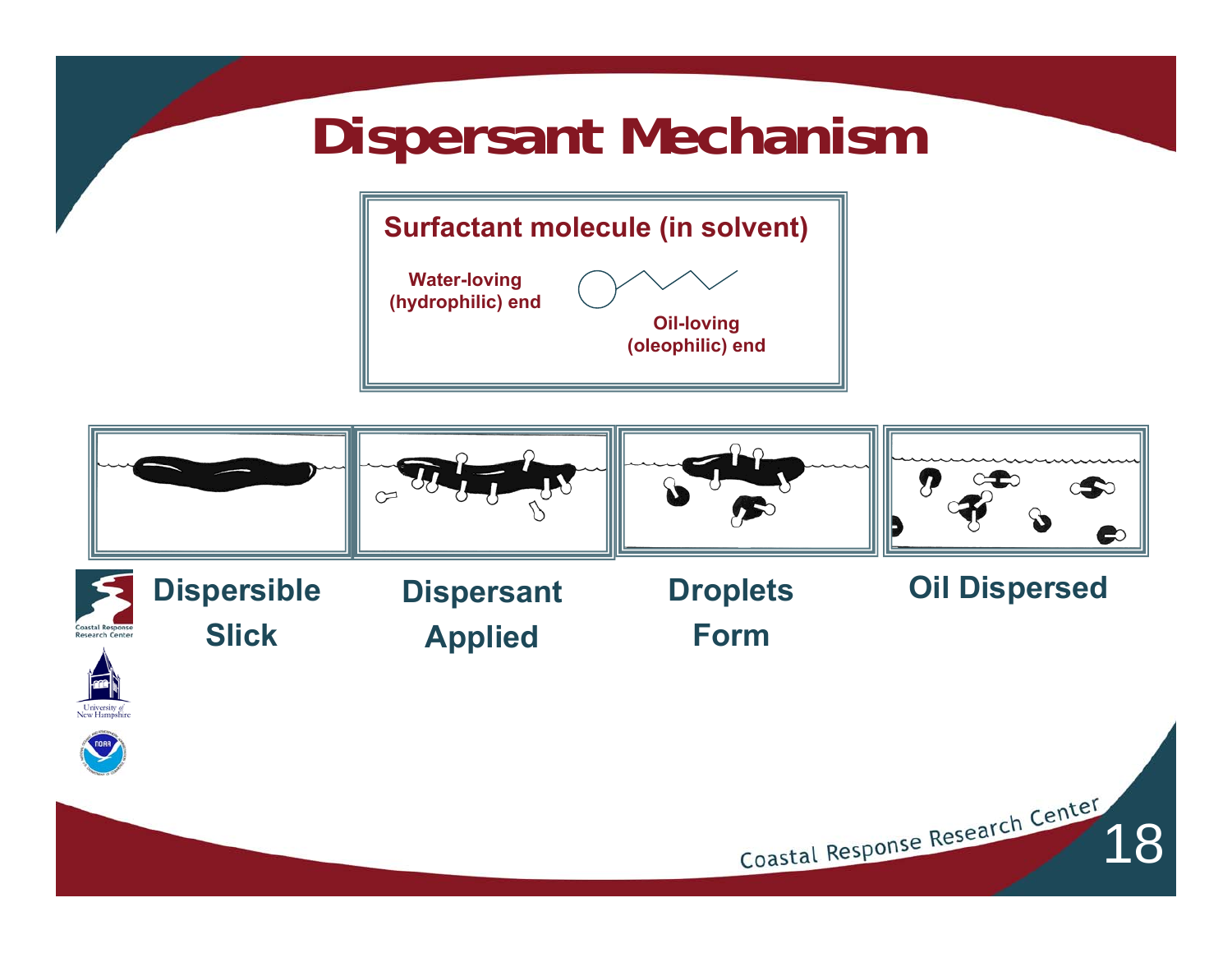# Dispersant Mechanism

**Surfactant molecule (in solvent)**

Water-loving (hydrophilic) end

Oil-loving (oleophilic) end

**Dispersible Slick** | **Dispersant Applied** | **Droplets Form** | **Oil Dispersed**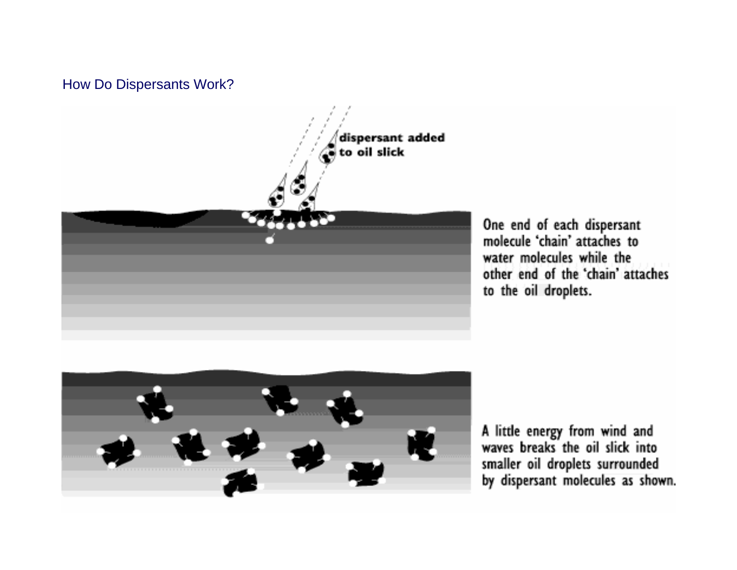How Do Dispersants Work?

dispersant added to oil slick

One end of each dispersant molecule 'chain' attaches to water molecules while the other end of the 'chain' attaches to the oil droplets.

A little energy from wind and waves breaks the oil slick into smaller oil droplets surrounded by dispersant molecules as shown.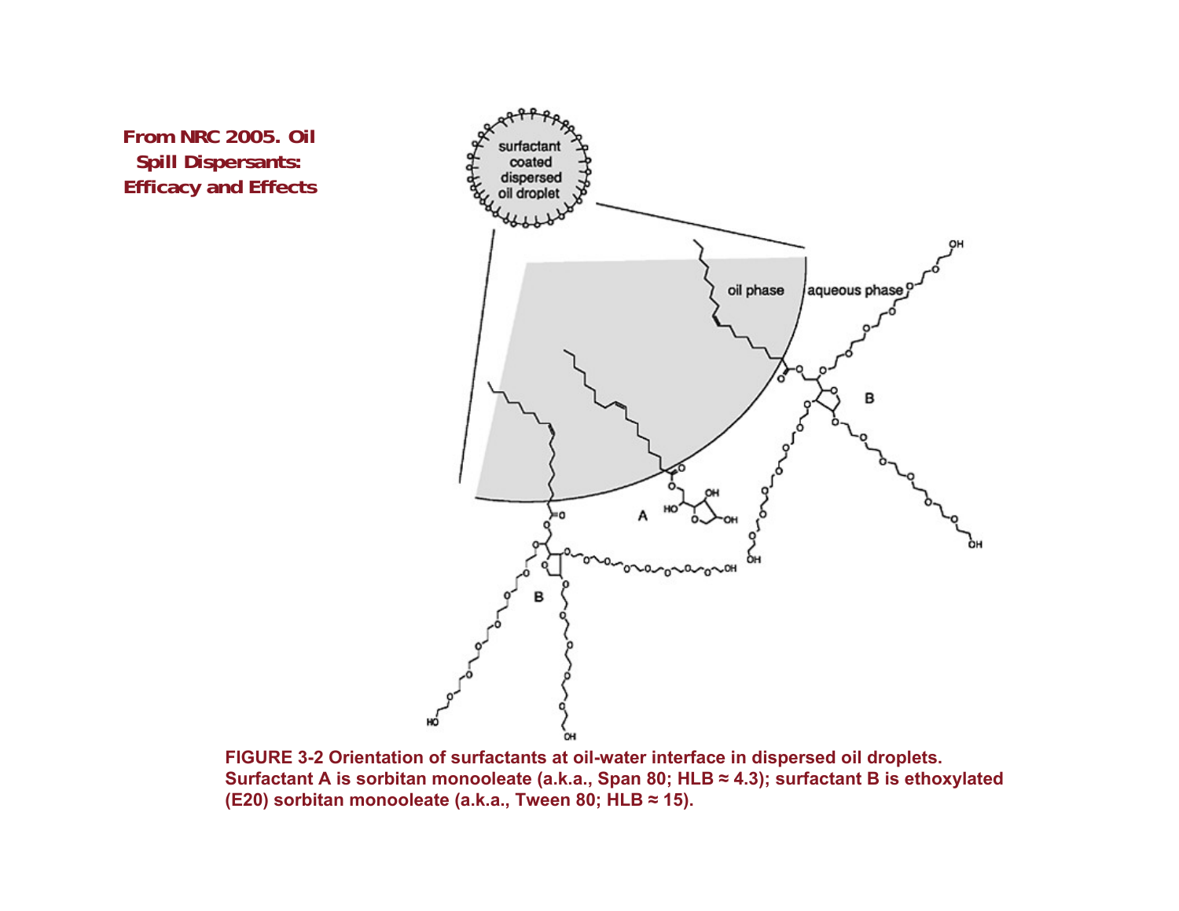**From NRC 2005. Oil Spill Dispersants: Efficacy and Effects**

**FIGURE 3-2 Orientation of surfactants at oil-water interface in dispersed oil droplets. Surfactant A is sorbitan monooleate (a.k.a., Span 80; HLB ≈ 4.3); surfactant B is ethoxylated (E20) sorbitan monooleate (a.k.a., Tween 80; HLB ≈ 15).**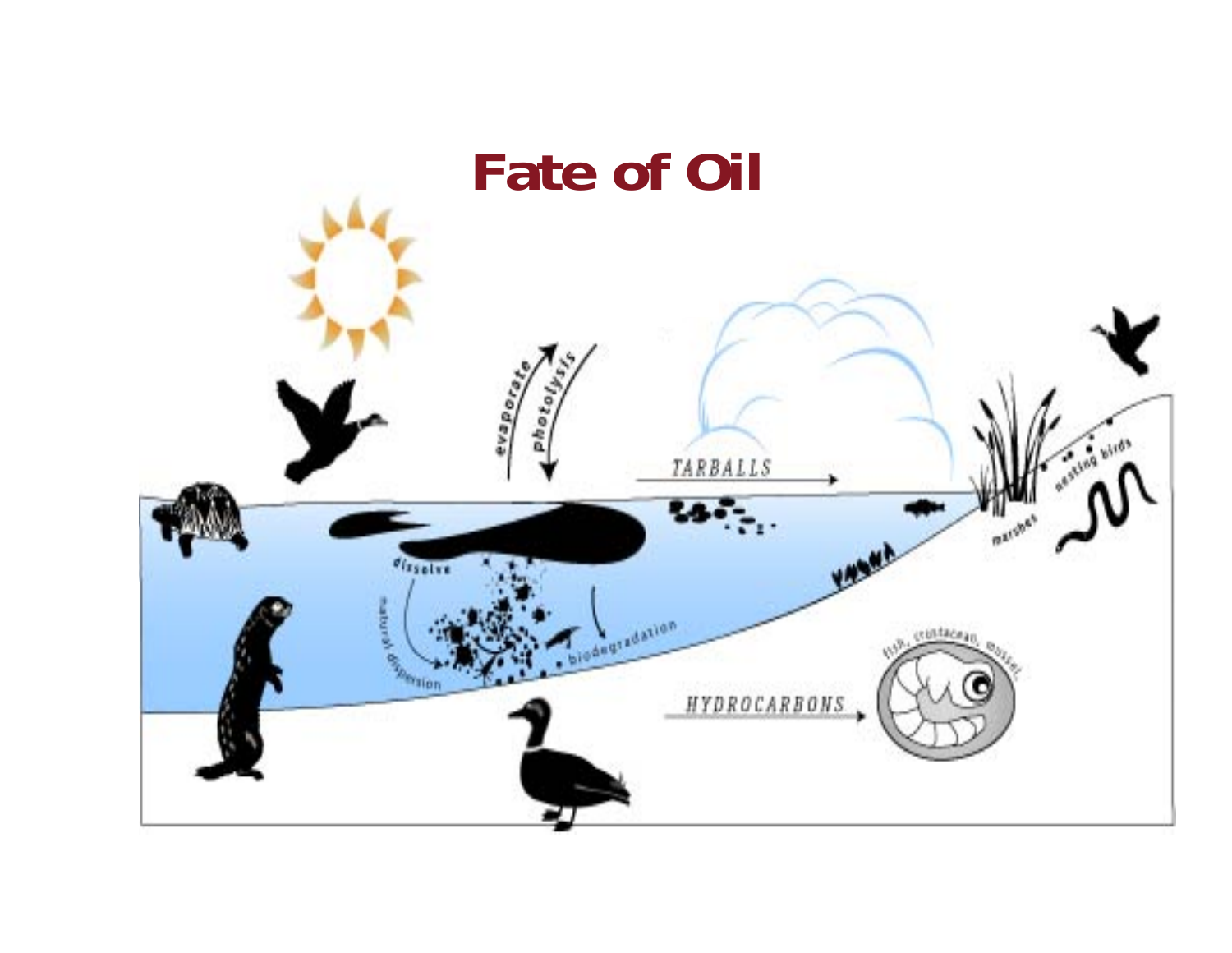# Fate of Oil

evaporate

photolysis

TARBALLS

dissolve

natural dispersion

biodegradation

marshes

nesting birds

HYDROCARBONS

fish, crustacean, mussel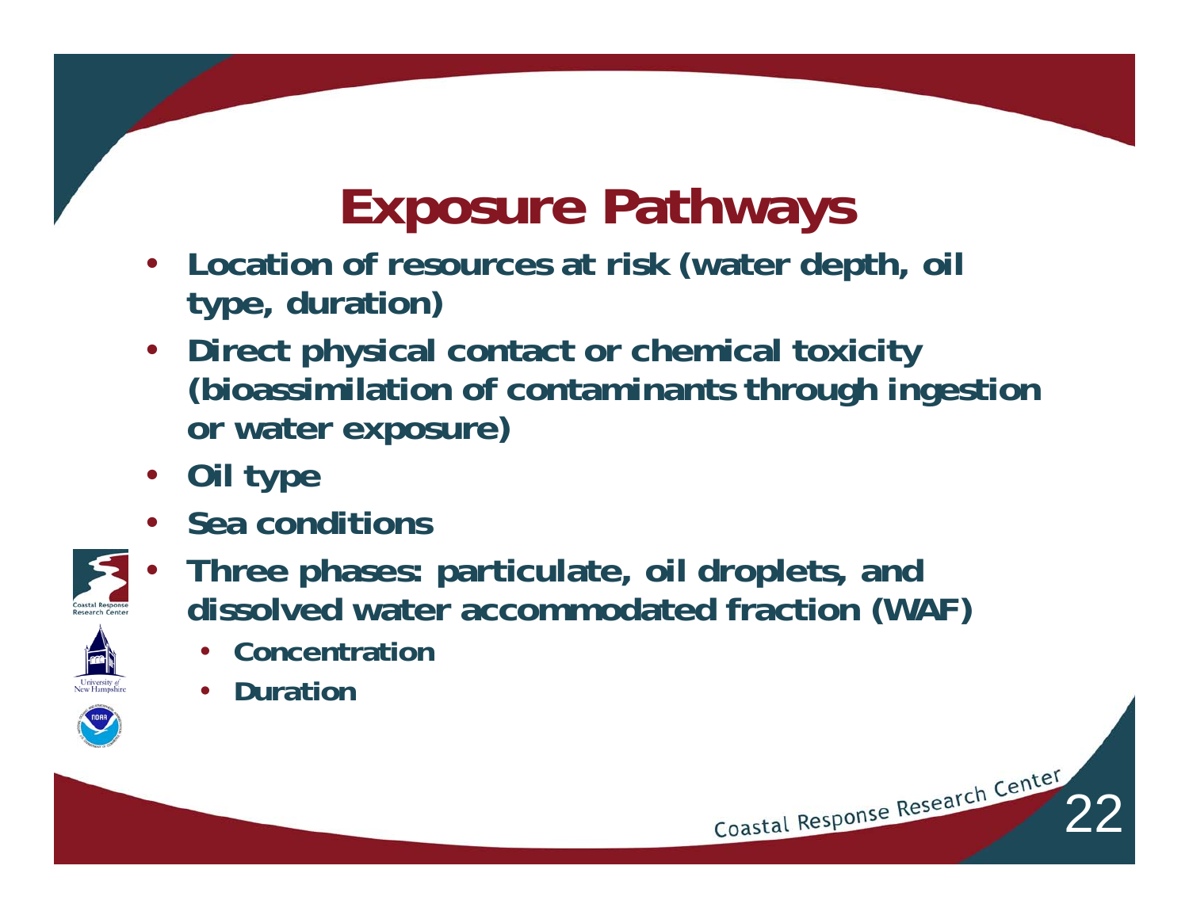# Exposure Pathways

- Location of resources at risk (water depth, oil type, duration)
- Direct physical contact or chemical toxicity (bioassimilation of contaminants through ingestion or water exposure)
- Oil type
- Sea conditions
- Three phases: particulate, oil droplets, and dissolved water accommodated fraction (WAF)
  - Concentration
  - Duration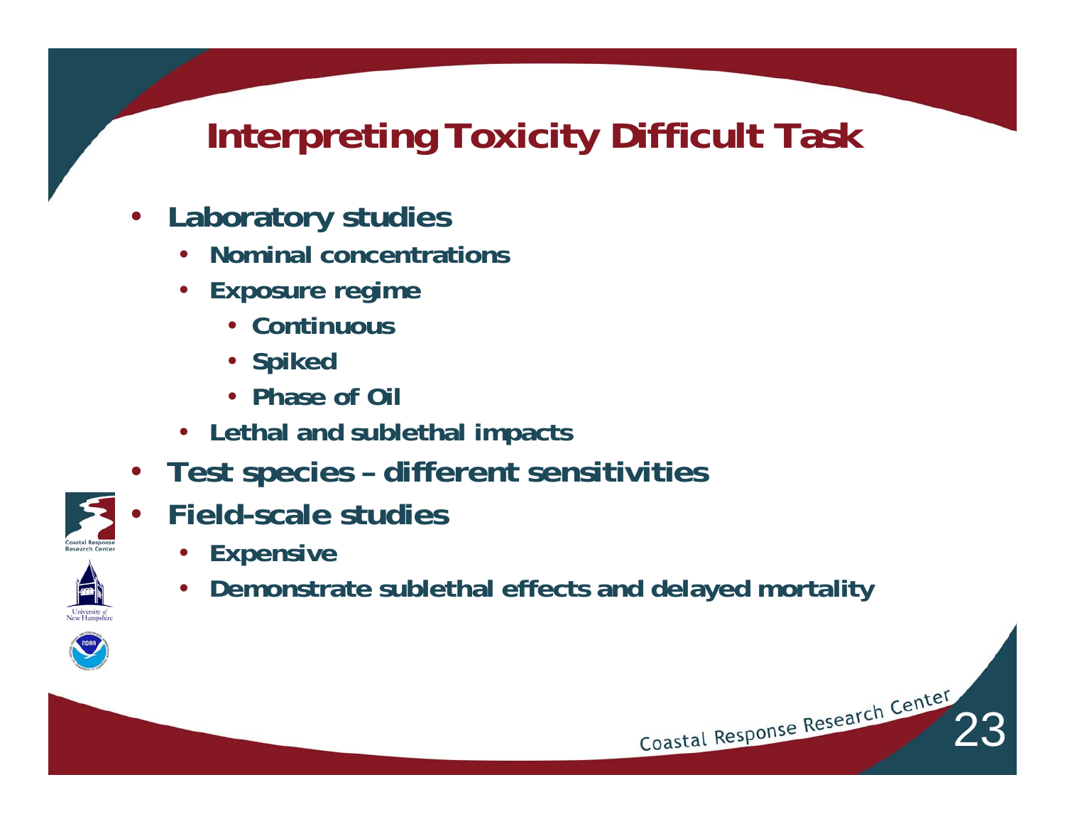# Interpreting Toxicity Difficult Task

- **Laboratory studies**
  - **Nominal concentrations**
  - **Exposure regime**
    - **Continuous**
    - **Spiked**
    - **Phase of Oil**
  - **Lethal and sublethal impacts**
- **Test species – different sensitivities**
- **Field-scale studies**
  - **Expensive**
  - **Demonstrate sublethal effects and delayed mortality**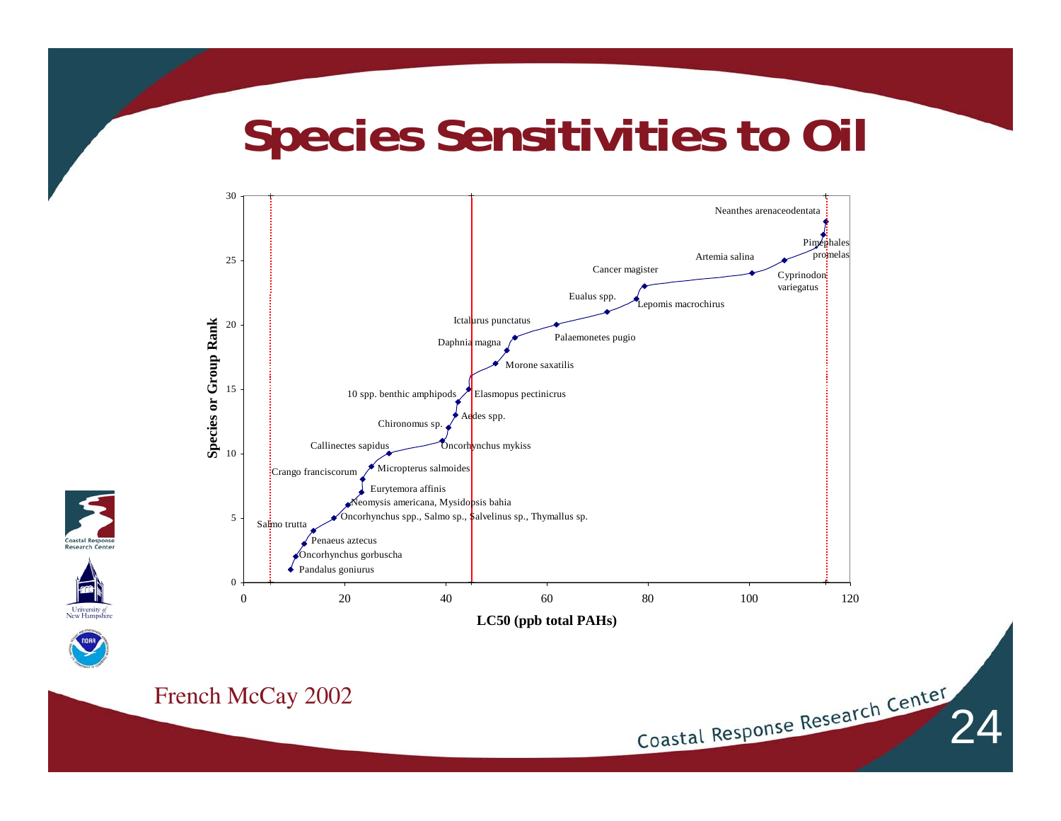# Species Sensitivities to Oil

Species or Group Rank

LC50 (ppb total PAHs)

Pandalus goniurus
Oncorhynchus gorbuscha
Penaeus aztecus
Salmo trutta
Oncorhynchus spp., Salmo sp., Salvelinus sp., Thymallus sp.
Neomysis americana, Mysidopsis bahia
Eurytemora affinis
Crango franciscorum
Micropterus salmoides
Callinectes sapidus
Oncorhynchus mykiss
Chironomus sp.
Aedes spp.
10 spp. benthic amphipods
Elasmopus pectinicrus
Morone saxatilis
Daphnia magna
Ictalurus punctatus
Palaemonetes pugio
Eualus spp.
Lepomis macrochirus
Cancer magister
Artemia salina
Cyprinodon variegatus
Pimephales promelas
Neanthes arenaceodentata

French McCay 2002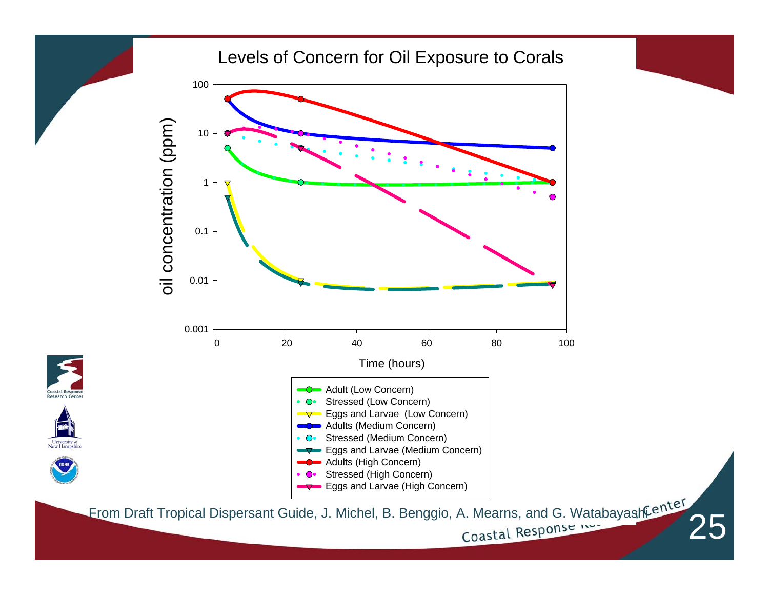## Levels of Concern for Oil Exposure to Corals

From Draft Tropical Dispersant Guide, J. Michel, B. Benggio, A. Mearns, and G. Watabayashi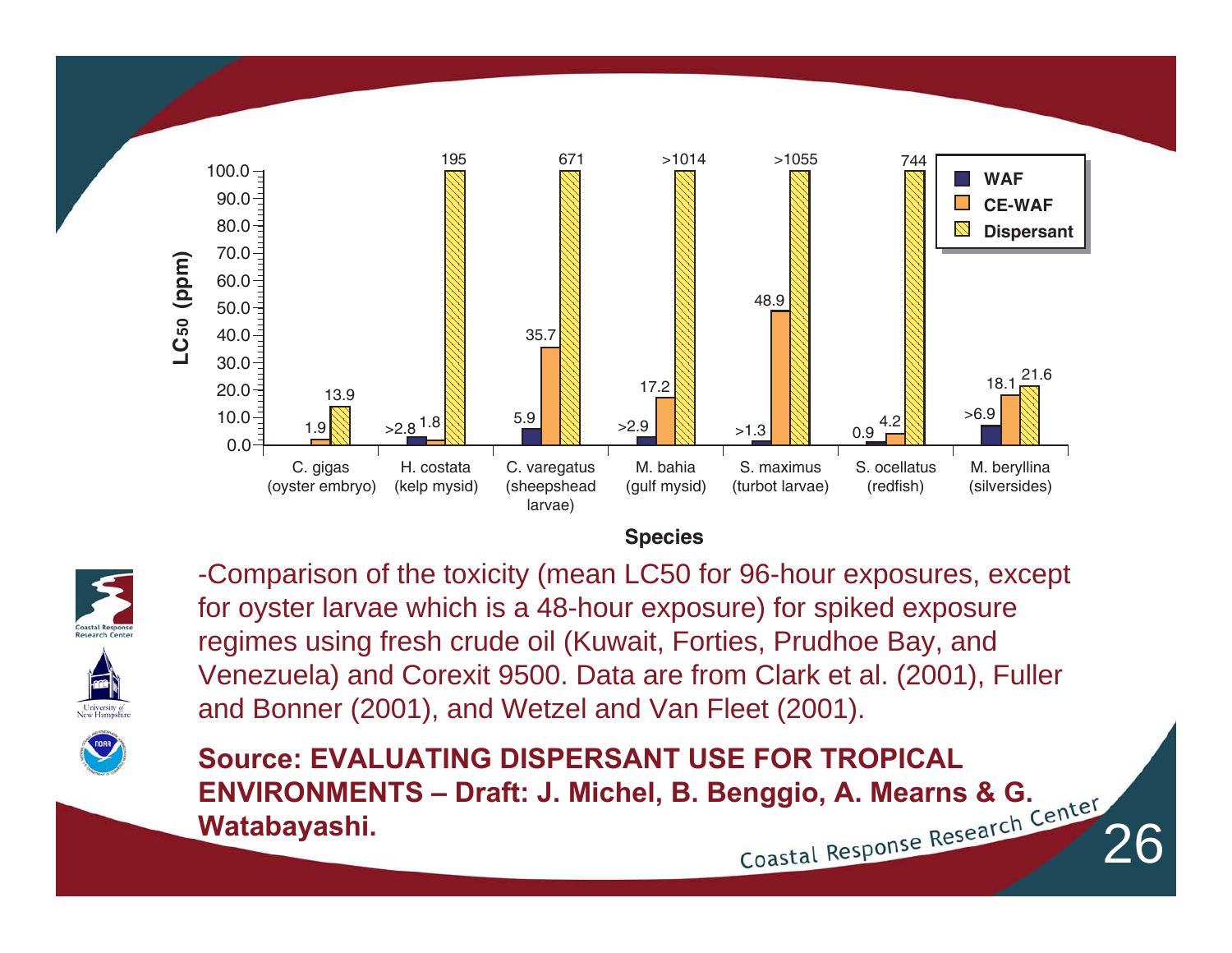| Species | WAF | CE-WAF | Dispersant |
| --- | --- | --- | --- |
| C. gigas (oyster embryo) | | 1.9 | 13.9 |
| H. costata (kelp mysid) | >2.8 | 1.8 | 195 |
| C. varegatus (sheepshead larvae) | 5.9 | 35.7 | 671 |
| M. bahia (gulf mysid) | >2.9 | 17.2 | >1014 |
| S. maximus (turbot larvae) | >1.3 | 48.9 | >1055 |
| S. ocellatus (redfish) | 0.9 | 4.2 | 744 |
| M. beryllina (silversides) | >6.9 | 18.1 | 21.6 |

$LC_{50}$ (ppm)

-Comparison of the toxicity (mean LC50 for 96-hour exposures, except for oyster larvae which is a 48-hour exposure) for spiked exposure regimes using fresh crude oil (Kuwait, Forties, Prudhoe Bay, and Venezuela) and Corexit 9500. Data are from Clark et al. (2001), Fuller and Bonner (2001), and Wetzel and Van Fleet (2001).

**Source: EVALUATING DISPERSANT USE FOR TROPICAL ENVIRONMENTS – Draft: J. Michel, B. Benggio, A. Mearns & G. Watabayashi.**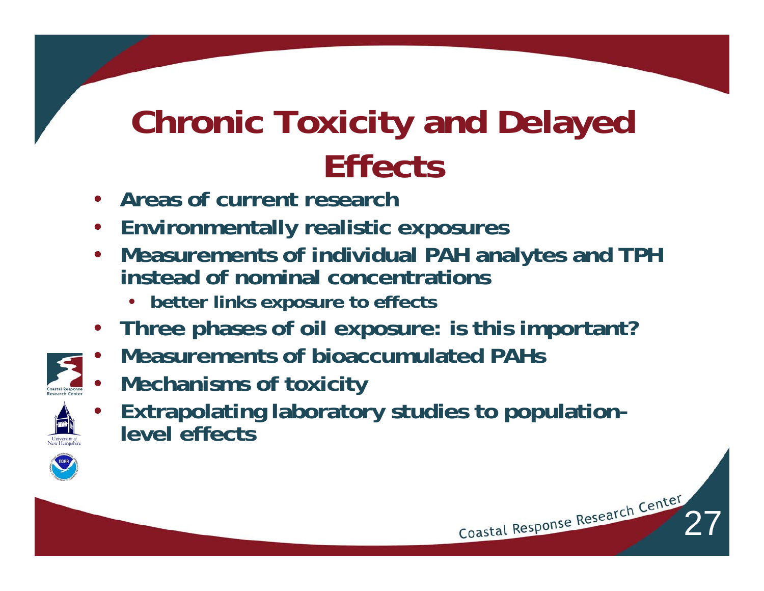# Chronic Toxicity and Delayed Effects

- Areas of current research
- Environmentally realistic exposures
- Measurements of individual PAH analytes and TPH instead of nominal concentrations
  - better links exposure to effects
- Three phases of oil exposure: is this important?
- Measurements of bioaccumulated PAHs
- Mechanisms of toxicity
- Extrapolating laboratory studies to population-level effects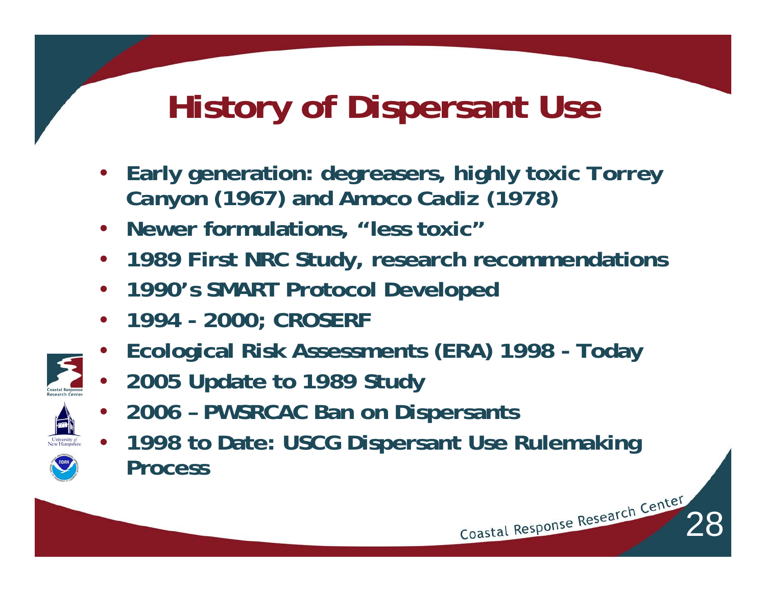# History of Dispersant Use

- Early generation: degreasers, highly toxic Torrey Canyon (1967) and Amoco Cadiz (1978)
- Newer formulations, "less toxic"
- 1989 First NRC Study, research recommendations
- 1990's SMART Protocol Developed
- 1994 - 2000; CROSERF
- Ecological Risk Assessments (ERA) 1998 - Today
- 2005 Update to 1989 Study
- 2006 – PWSRCAC Ban on Dispersants
- 1998 to Date: USCG Dispersant Use Rulemaking Process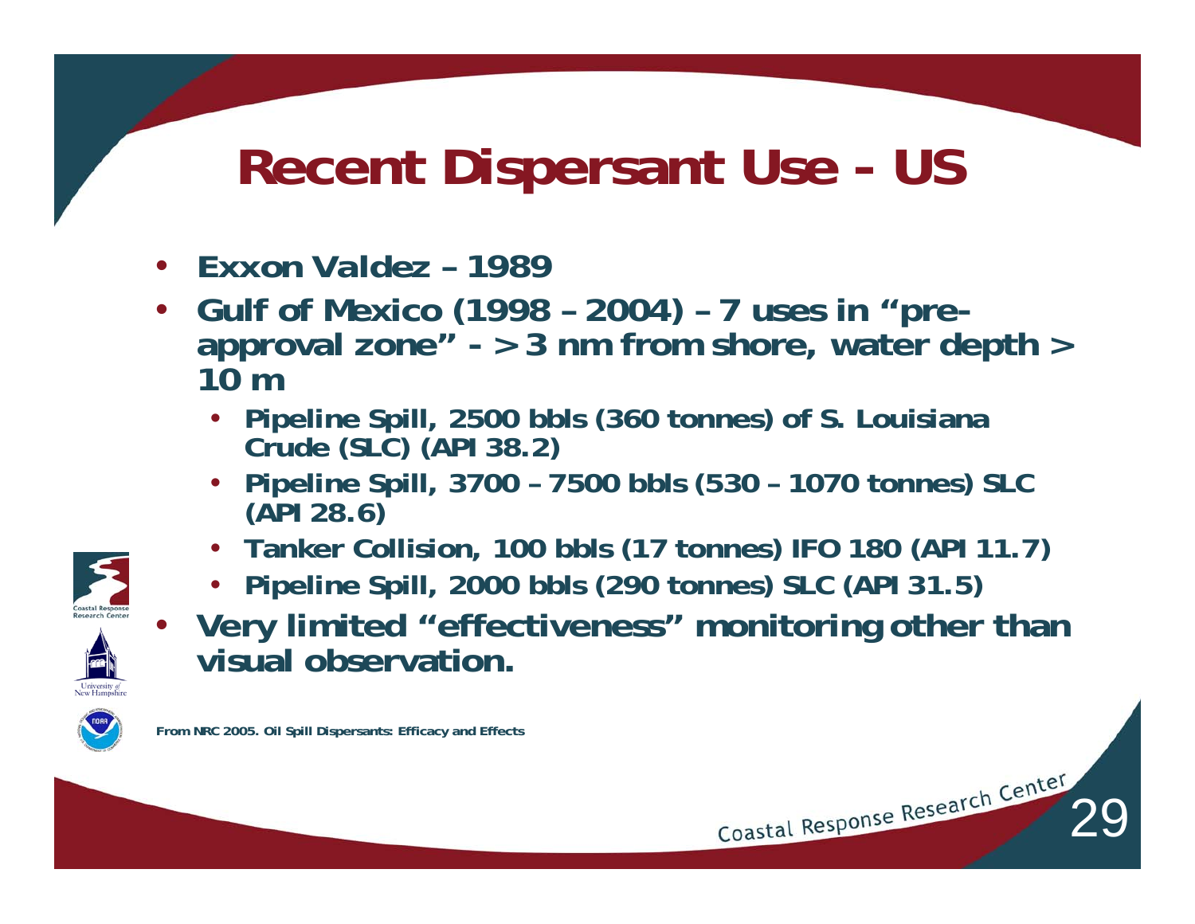# Recent Dispersant Use - US

- **Exxon Valdez – 1989**
- **Gulf of Mexico (1998 – 2004) – 7 uses in "pre-approval zone" - > 3 nm from shore, water depth > 10 m**
  - **Pipeline Spill, 2500 bbls (360 tonnes) of S. Louisiana Crude (SLC) (API 38.2)**
  - **Pipeline Spill, 3700 – 7500 bbls (530 – 1070 tonnes) SLC (API 28.6)**
  - **Tanker Collision, 100 bbls (17 tonnes) IFO 180 (API 11.7)**
  - **Pipeline Spill, 2000 bbls (290 tonnes) SLC (API 31.5)**
- **Very limited "effectiveness" monitoring other than visual observation.**

From NRC 2005. Oil Spill Dispersants: Efficacy and Effects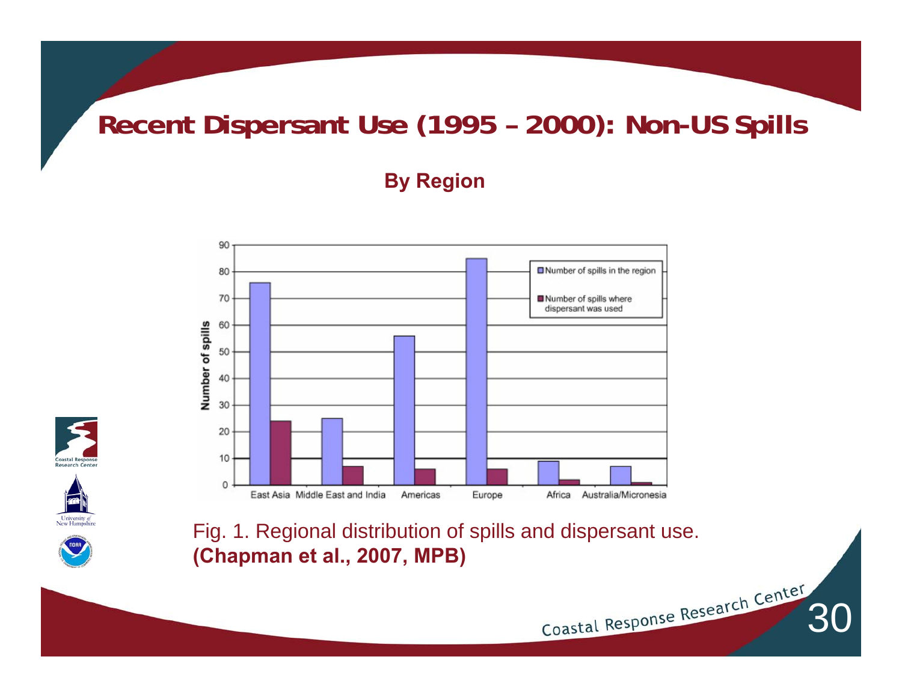# Recent Dispersant Use (1995 – 2000): Non-US Spills

### By Region

Fig. 1. Regional distribution of spills and dispersant use.
**(Chapman et al., 2007, MPB)**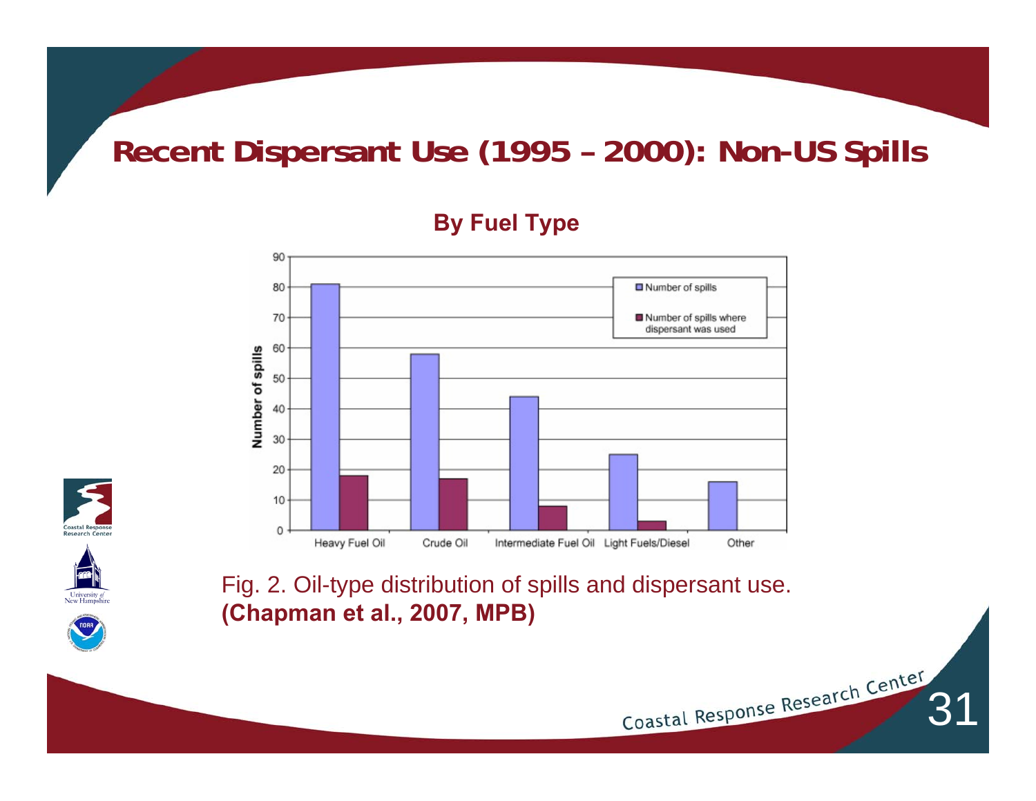# Recent Dispersant Use (1995 – 2000): Non-US Spills

## By Fuel Type

| Fuel Type | Number of spills | Number of spills where dispersant was used |
|---|---|---|
| Heavy Fuel Oil | 81 | 18 |
| Crude Oil | 58 | 17 |
| Intermediate Fuel Oil | 44 | 8 |
| Light Fuels/Diesel | 25 | 3 |
| Other | 16 | |

Fig. 2. Oil-type distribution of spills and dispersant use.
**(Chapman et al., 2007, MPB)**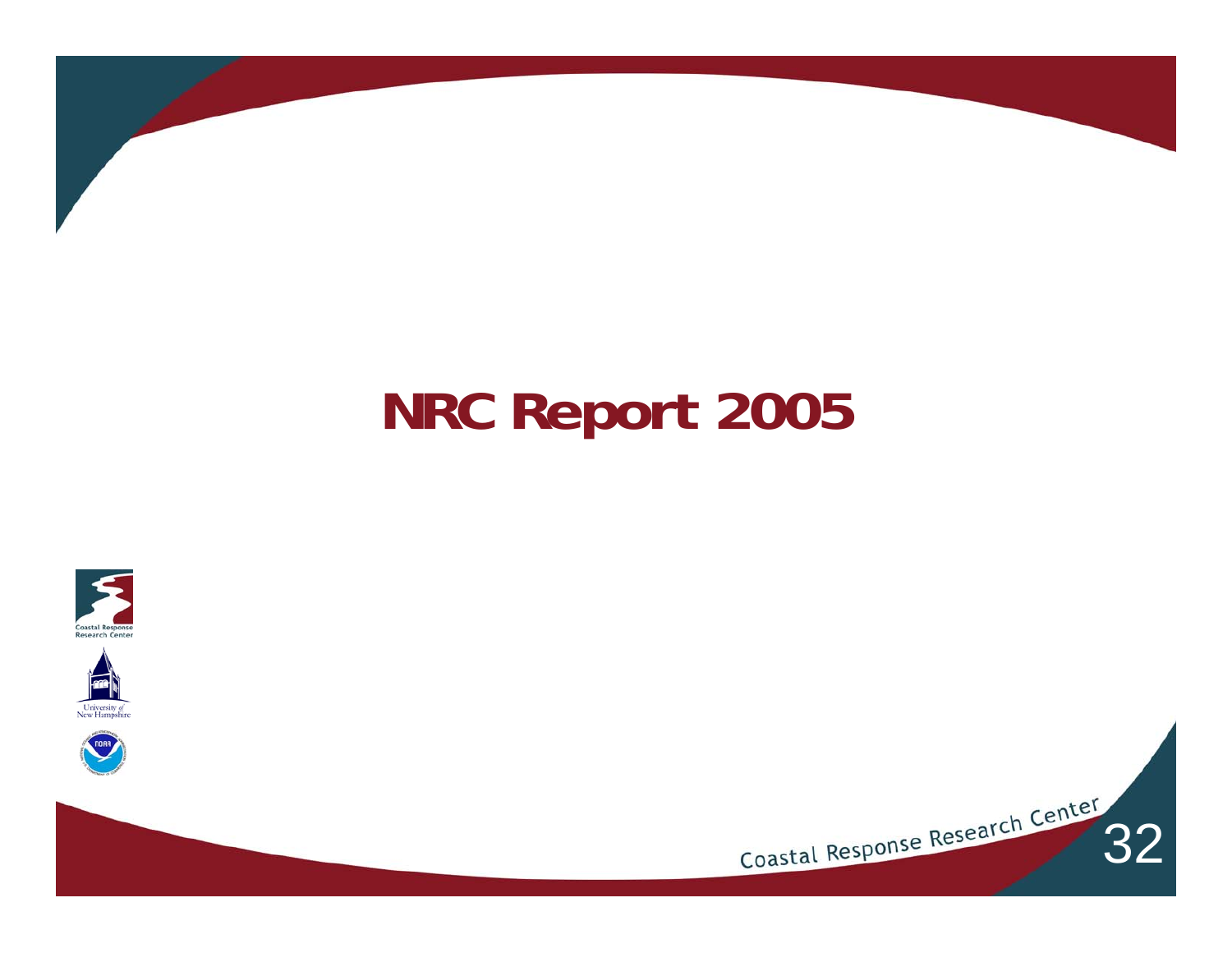# NRC Report 2005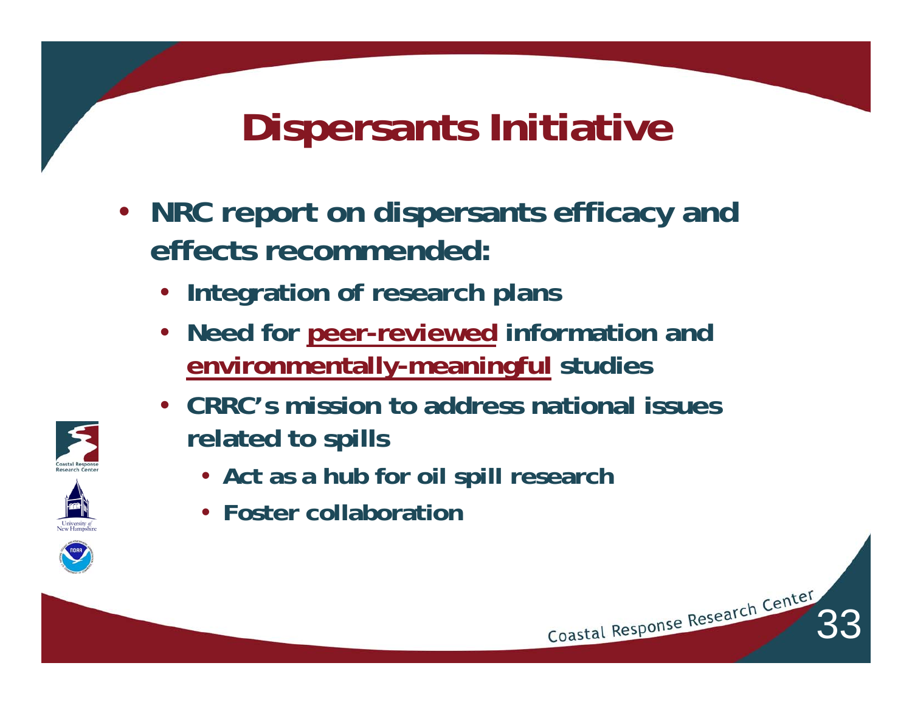# Dispersants Initiative

- NRC report on dispersants efficacy and effects recommended:
  - Integration of research plans
  - Need for **peer-reviewed** information and **environmentally-meaningful** studies
  - CRRC's mission to address national issues related to spills
    - Act as a hub for oil spill research
    - Foster collaboration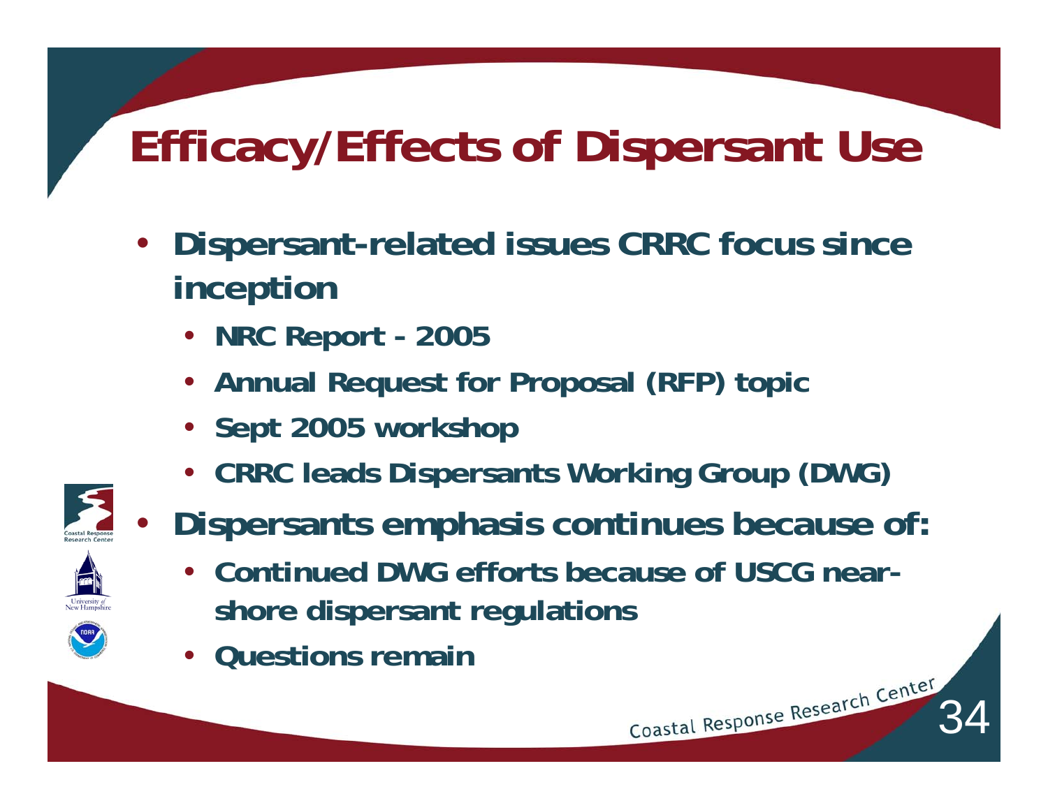# Efficacy/Effects of Dispersant Use

- Dispersant-related issues CRRC focus since inception
  - NRC Report - 2005
  - Annual Request for Proposal (RFP) topic
  - Sept 2005 workshop
  - CRRC leads Dispersants Working Group (DWG)
- Dispersants emphasis continues because of:
  - Continued DWG efforts because of USCG near-shore dispersant regulations
  - Questions remain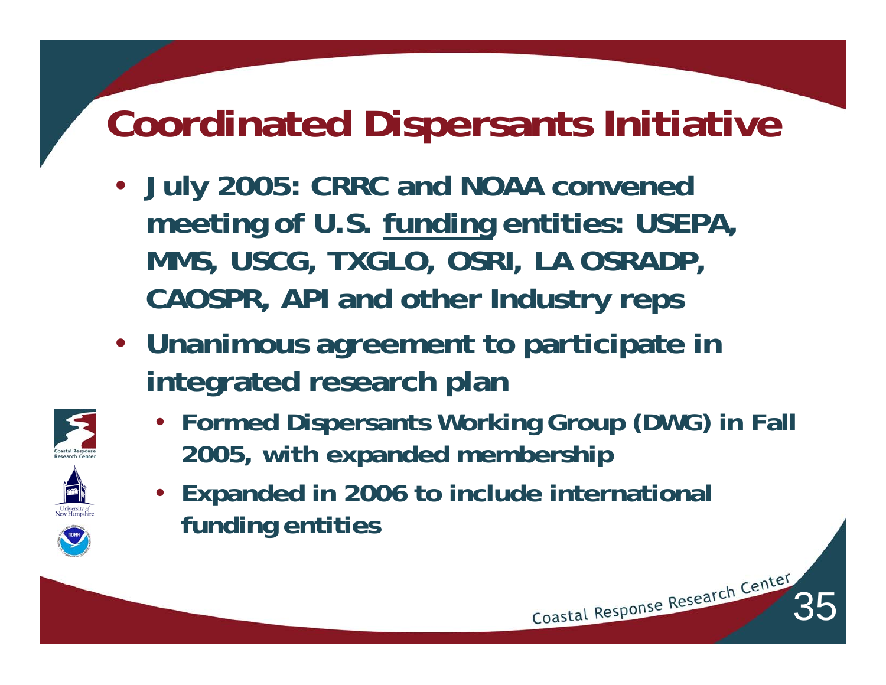# Coordinated Dispersants Initiative

- **July 2005: CRRC and NOAA convened meeting of U.S. funding entities: USEPA, MMS, USCG, TXGLO, OSRI, LA OSRADP, CAOSPR, API and other Industry reps**
- **Unanimous agreement to participate in integrated research plan**
  - **Formed Dispersants Working Group (DWG) in Fall 2005, with expanded membership**
  - **Expanded in 2006 to include international funding entities**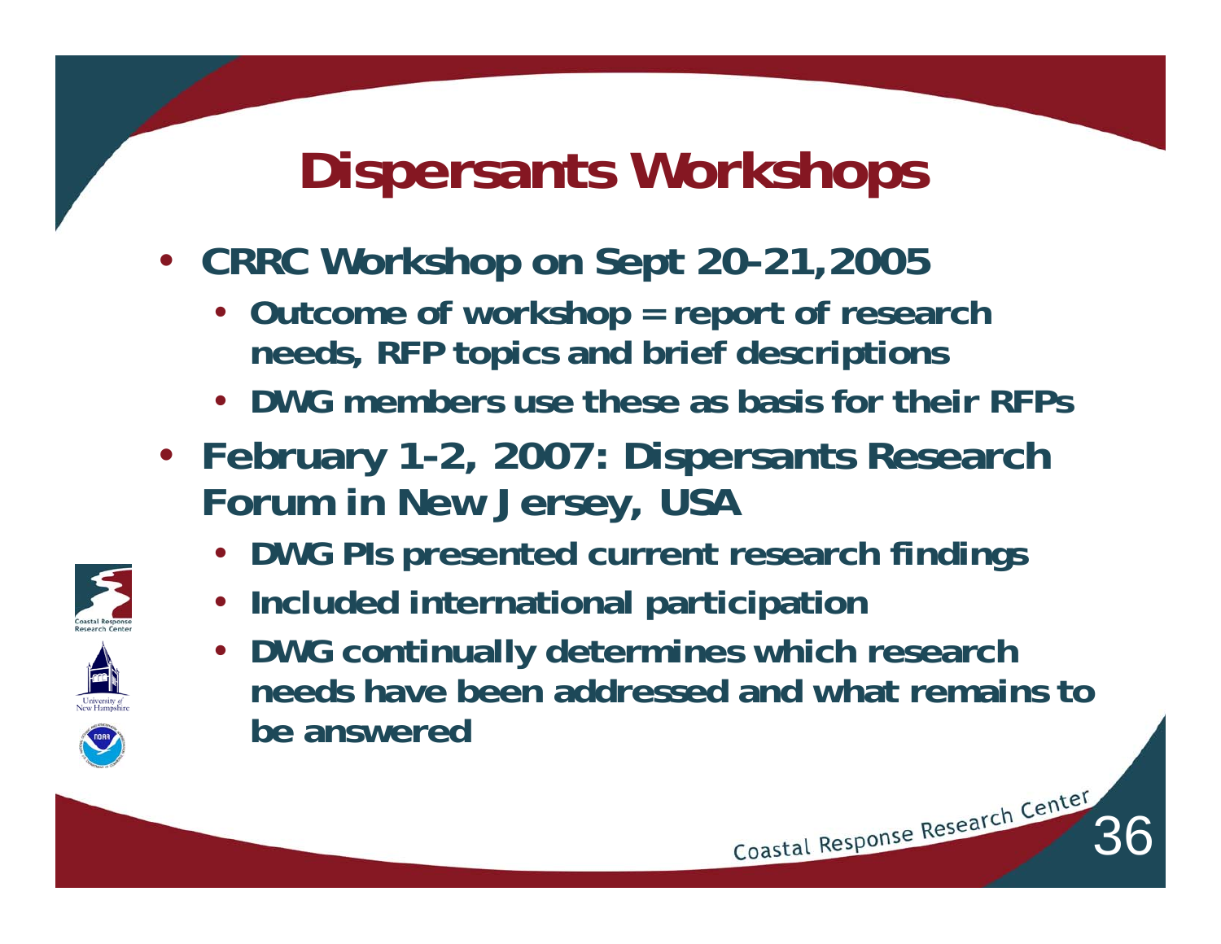# Dispersants Workshops

- CRRC Workshop on Sept 20-21,2005
  - Outcome of workshop = report of research needs, RFP topics and brief descriptions
  - DWG members use these as basis for their RFPs
- February 1-2, 2007: Dispersants Research Forum in New Jersey, USA
  - DWG PIs presented current research findings
  - Included international participation
  - DWG continually determines which research needs have been addressed and what remains to be answered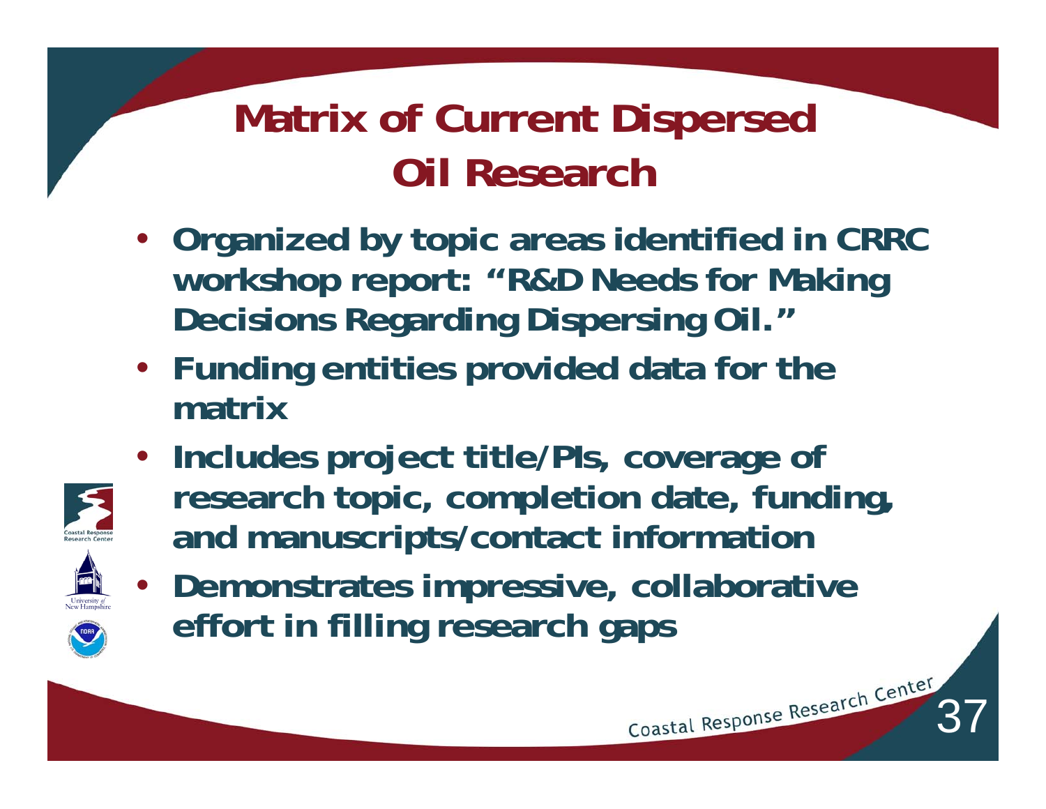# Matrix of Current Dispersed Oil Research

- Organized by topic areas identified in CRRC workshop report: "R&D Needs for Making Decisions Regarding Dispersing Oil."
- Funding entities provided data for the matrix
- Includes project title/PIs, coverage of research topic, completion date, funding, and manuscripts/contact information
- Demonstrates impressive, collaborative effort in filling research gaps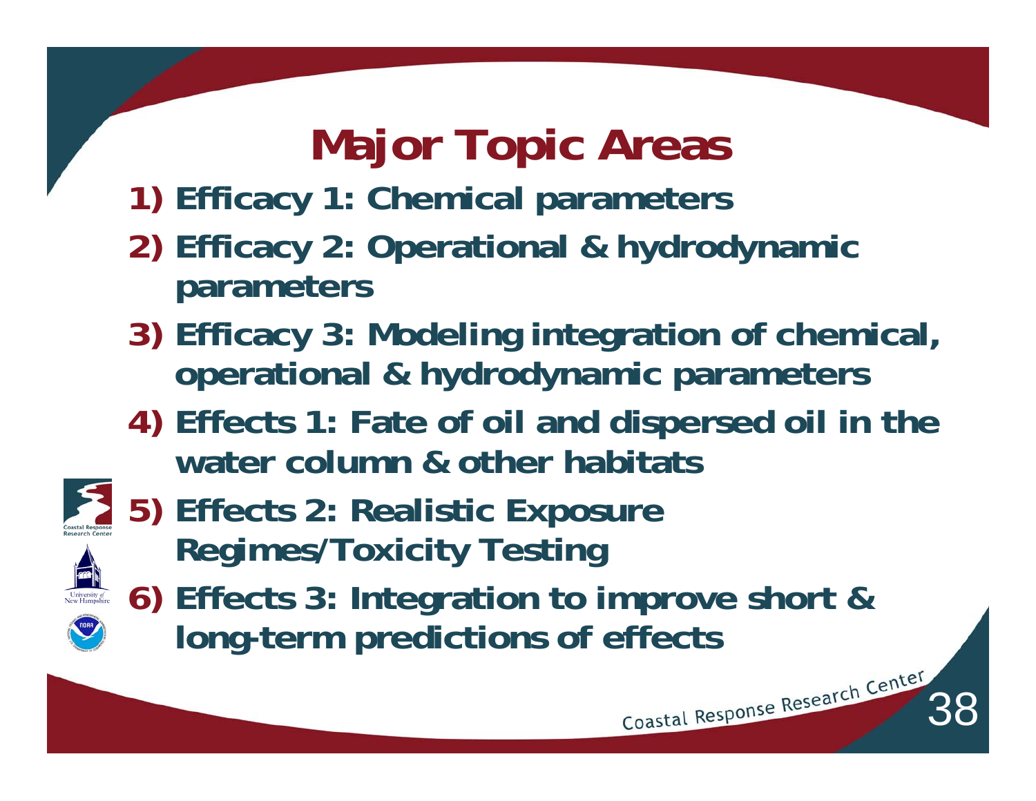# Major Topic Areas

1) Efficacy 1: Chemical parameters
2) Efficacy 2: Operational & hydrodynamic parameters
3) Efficacy 3: Modeling integration of chemical, operational & hydrodynamic parameters
4) Effects 1: Fate of oil and dispersed oil in the water column & other habitats
5) Effects 2: Realistic Exposure Regimes/Toxicity Testing
6) Effects 3: Integration to improve short & long-term predictions of effects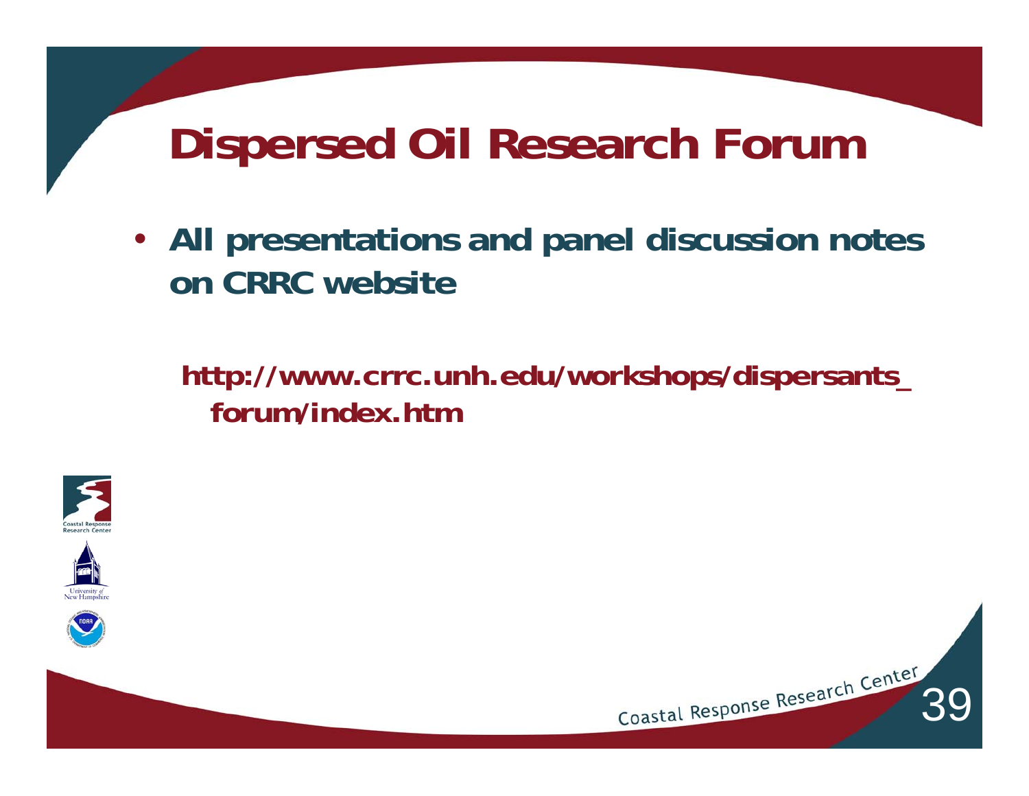# Dispersed Oil Research Forum

- **All presentations and panel discussion notes on CRRC website**

  **http://www.crrc.unh.edu/workshops/dispersants_forum/index.htm**